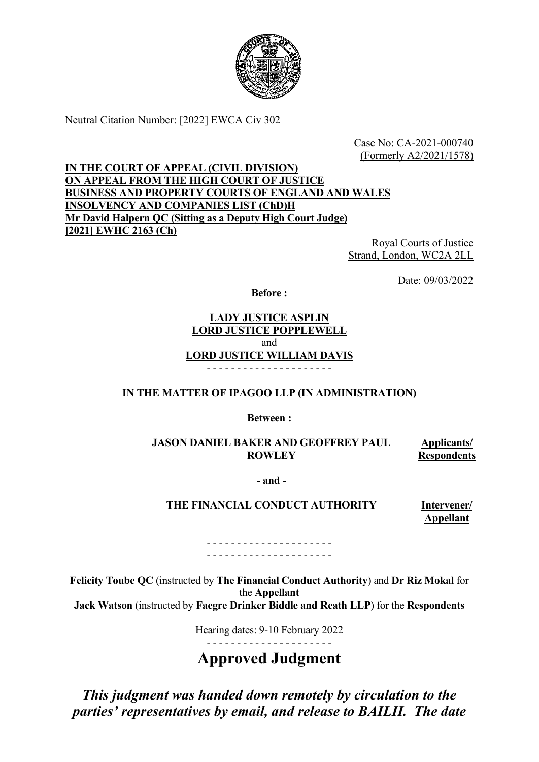Neutral Citation Number: [2022] EWCA Civ 302

Case No: CA-2021-000740
(Formerly A2/2021/1578)

**IN THE COURT OF APPEAL (CIVIL DIVISION)**
**ON APPEAL FROM THE HIGH COURT OF JUSTICE**
**BUSINESS AND PROPERTY COURTS OF ENGLAND AND WALES**
**INSOLVENCY AND COMPANIES LIST (ChD)H**
**Mr David Halpern QC (Sitting as a Deputy High Court Judge)**
**[2021] EWHC 2163 (Ch)**

Royal Courts of Justice
Strand, London, WC2A 2LL

Date: 09/03/2022

**Before :**

**LADY JUSTICE ASPLIN**
**LORD JUSTICE POPPLEWELL**
and
**LORD JUSTICE WILLIAM DAVIS**

- - - - - - - - - - - - - - - - - - - - -

**IN THE MATTER OF IPAGOO LLP (IN ADMINISTRATION)**

**Between :**

| | |
|---|---|
| **JASON DANIEL BAKER AND GEOFFREY PAUL ROWLEY** | **Applicants/ Respondents** |

**- and -**

| | |
|---|---|
| **THE FINANCIAL CONDUCT AUTHORITY** | **Intervener/ Appellant** |

- - - - - - - - - - - - - - - - - - - - -
- - - - - - - - - - - - - - - - - - - - -

**Felicity Toube QC** (instructed by **The Financial Conduct Authority**) and **Dr Riz Mokal** for the **Appellant**
**Jack Watson** (instructed by **Faegre Drinker Biddle and Reath LLP**) for the **Respondents**

Hearing dates: 9-10 February 2022

- - - - - - - - - - - - - - - - - - - - -

# Approved Judgment

***This judgment was handed down remotely by circulation to the parties' representatives by email, and release to BAILII. The date***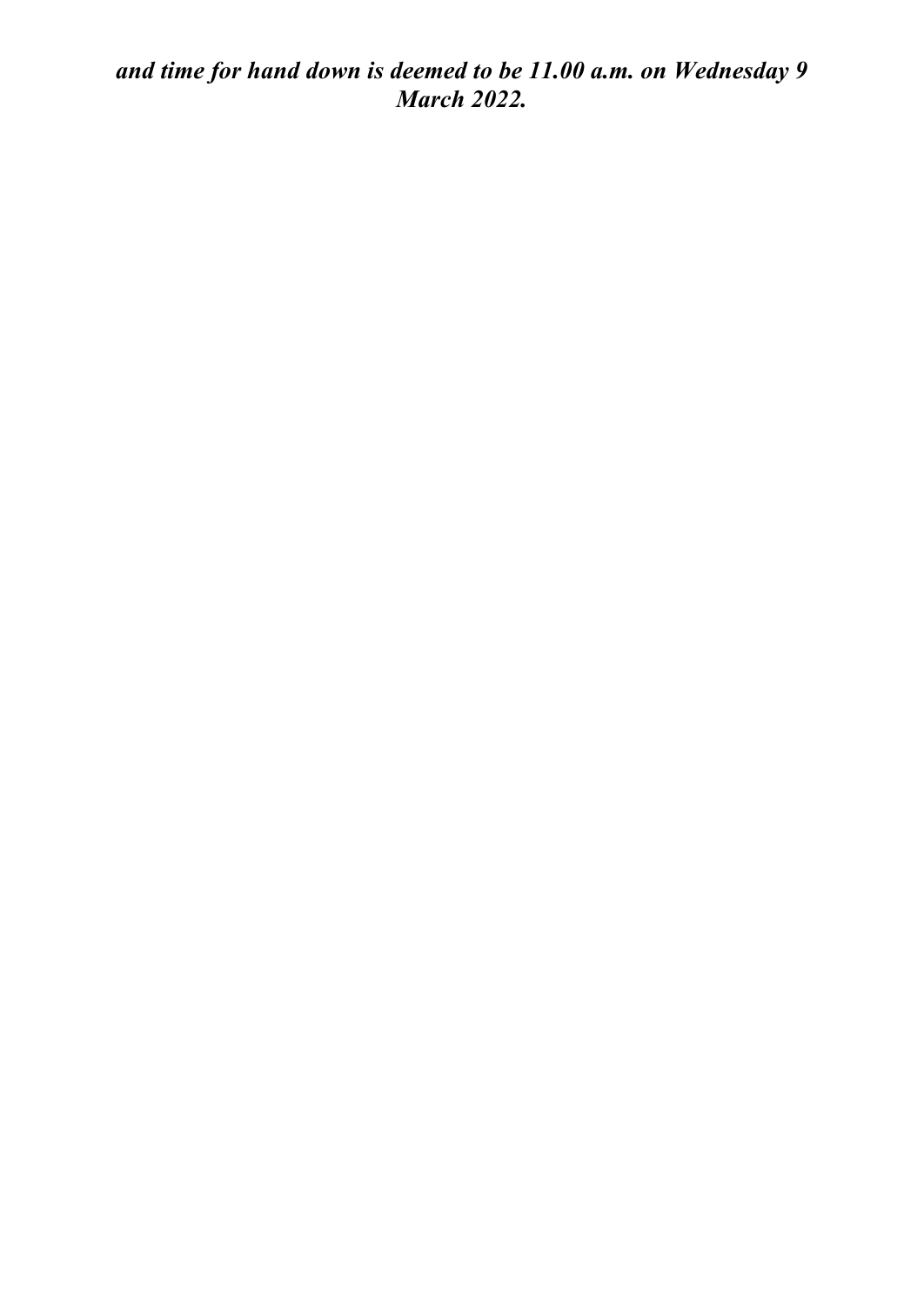***and time for hand down is deemed to be 11.00 a.m. on Wednesday 9 March 2022.***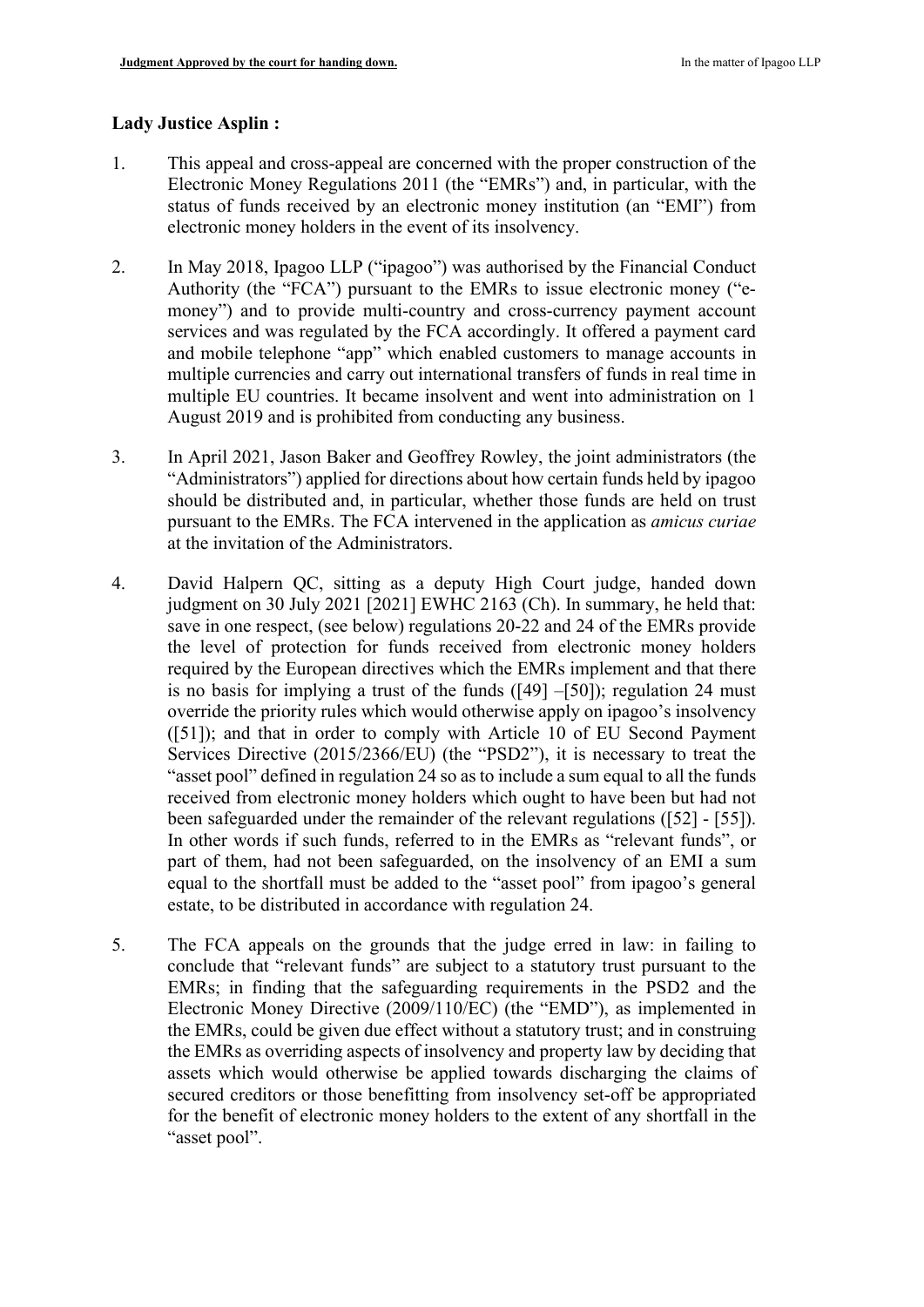**Lady Justice Asplin :**

1. This appeal and cross-appeal are concerned with the proper construction of the Electronic Money Regulations 2011 (the "EMRs") and, in particular, with the status of funds received by an electronic money institution (an "EMI") from electronic money holders in the event of its insolvency.

2. In May 2018, Ipagoo LLP ("ipagoo") was authorised by the Financial Conduct Authority (the "FCA") pursuant to the EMRs to issue electronic money ("e-money") and to provide multi-country and cross-currency payment account services and was regulated by the FCA accordingly. It offered a payment card and mobile telephone "app" which enabled customers to manage accounts in multiple currencies and carry out international transfers of funds in real time in multiple EU countries. It became insolvent and went into administration on 1 August 2019 and is prohibited from conducting any business.

3. In April 2021, Jason Baker and Geoffrey Rowley, the joint administrators (the "Administrators") applied for directions about how certain funds held by ipagoo should be distributed and, in particular, whether those funds are held on trust pursuant to the EMRs. The FCA intervened in the application as *amicus curiae* at the invitation of the Administrators.

4. David Halpern QC, sitting as a deputy High Court judge, handed down judgment on 30 July 2021 [2021] EWHC 2163 (Ch). In summary, he held that: save in one respect, (see below) regulations 20-22 and 24 of the EMRs provide the level of protection for funds received from electronic money holders required by the European directives which the EMRs implement and that there is no basis for implying a trust of the funds ([49] –[50]); regulation 24 must override the priority rules which would otherwise apply on ipagoo's insolvency ([51]); and that in order to comply with Article 10 of EU Second Payment Services Directive (2015/2366/EU) (the "PSD2"), it is necessary to treat the "asset pool" defined in regulation 24 so as to include a sum equal to all the funds received from electronic money holders which ought to have been but had not been safeguarded under the remainder of the relevant regulations ([52] - [55]). In other words if such funds, referred to in the EMRs as "relevant funds", or part of them, had not been safeguarded, on the insolvency of an EMI a sum equal to the shortfall must be added to the "asset pool" from ipagoo's general estate, to be distributed in accordance with regulation 24.

5. The FCA appeals on the grounds that the judge erred in law: in failing to conclude that "relevant funds" are subject to a statutory trust pursuant to the EMRs; in finding that the safeguarding requirements in the PSD2 and the Electronic Money Directive (2009/110/EC) (the "EMD"), as implemented in the EMRs, could be given due effect without a statutory trust; and in construing the EMRs as overriding aspects of insolvency and property law by deciding that assets which would otherwise be applied towards discharging the claims of secured creditors or those benefitting from insolvency set-off be appropriated for the benefit of electronic money holders to the extent of any shortfall in the "asset pool".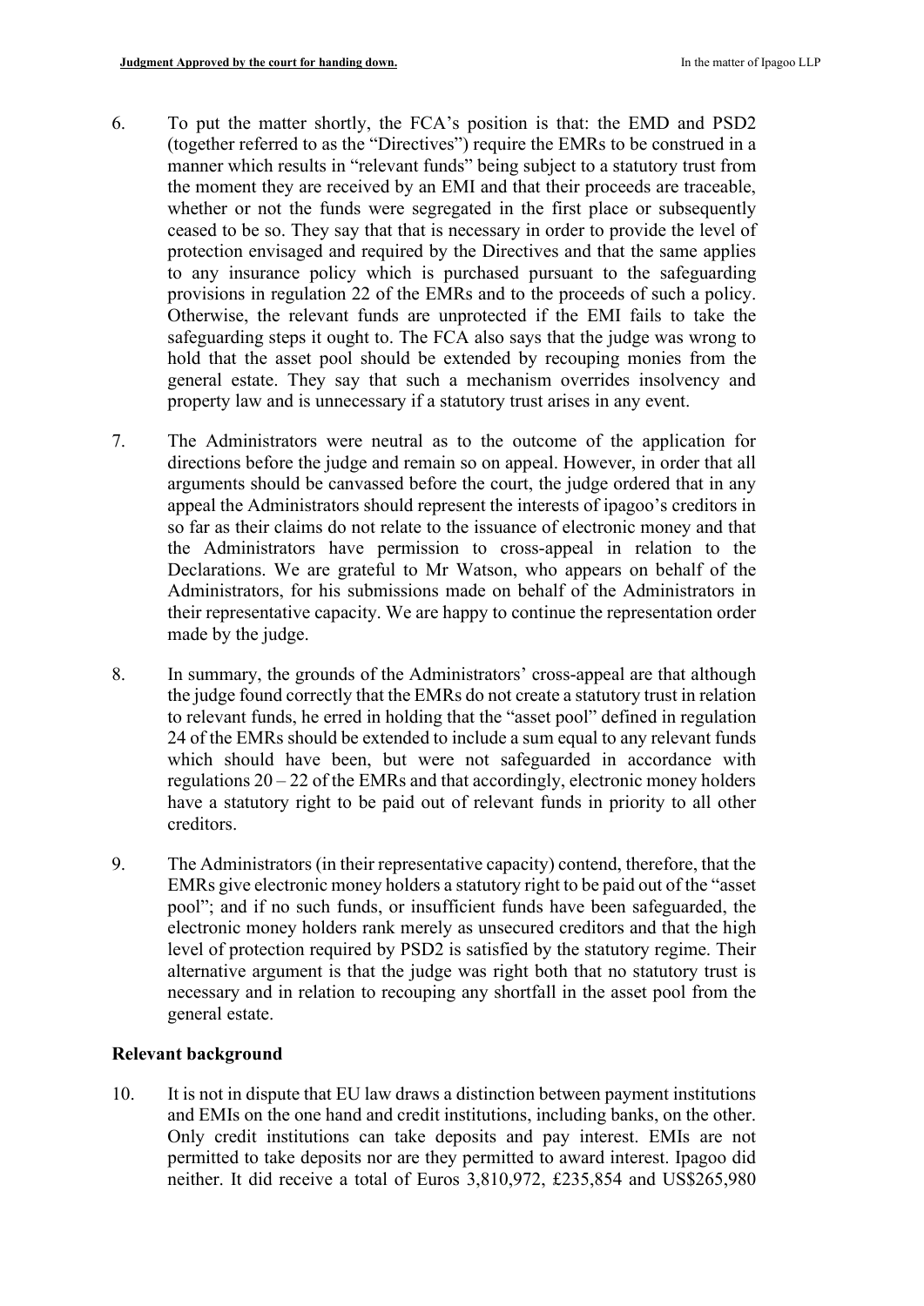6. To put the matter shortly, the FCA's position is that: the EMD and PSD2 (together referred to as the "Directives") require the EMRs to be construed in a manner which results in "relevant funds" being subject to a statutory trust from the moment they are received by an EMI and that their proceeds are traceable, whether or not the funds were segregated in the first place or subsequently ceased to be so. They say that that is necessary in order to provide the level of protection envisaged and required by the Directives and that the same applies to any insurance policy which is purchased pursuant to the safeguarding provisions in regulation 22 of the EMRs and to the proceeds of such a policy. Otherwise, the relevant funds are unprotected if the EMI fails to take the safeguarding steps it ought to. The FCA also says that the judge was wrong to hold that the asset pool should be extended by recouping monies from the general estate. They say that such a mechanism overrides insolvency and property law and is unnecessary if a statutory trust arises in any event.

7. The Administrators were neutral as to the outcome of the application for directions before the judge and remain so on appeal. However, in order that all arguments should be canvassed before the court, the judge ordered that in any appeal the Administrators should represent the interests of ipagoo's creditors in so far as their claims do not relate to the issuance of electronic money and that the Administrators have permission to cross-appeal in relation to the Declarations. We are grateful to Mr Watson, who appears on behalf of the Administrators, for his submissions made on behalf of the Administrators in their representative capacity. We are happy to continue the representation order made by the judge.

8. In summary, the grounds of the Administrators' cross-appeal are that although the judge found correctly that the EMRs do not create a statutory trust in relation to relevant funds, he erred in holding that the "asset pool" defined in regulation 24 of the EMRs should be extended to include a sum equal to any relevant funds which should have been, but were not safeguarded in accordance with regulations 20 – 22 of the EMRs and that accordingly, electronic money holders have a statutory right to be paid out of relevant funds in priority to all other creditors.

9. The Administrators (in their representative capacity) contend, therefore, that the EMRs give electronic money holders a statutory right to be paid out of the "asset pool"; and if no such funds, or insufficient funds have been safeguarded, the electronic money holders rank merely as unsecured creditors and that the high level of protection required by PSD2 is satisfied by the statutory regime. Their alternative argument is that the judge was right both that no statutory trust is necessary and in relation to recouping any shortfall in the asset pool from the general estate.

**Relevant background**

10. It is not in dispute that EU law draws a distinction between payment institutions and EMIs on the one hand and credit institutions, including banks, on the other. Only credit institutions can take deposits and pay interest. EMIs are not permitted to take deposits nor are they permitted to award interest. Ipagoo did neither. It did receive a total of Euros 3,810,972, £235,854 and US$265,980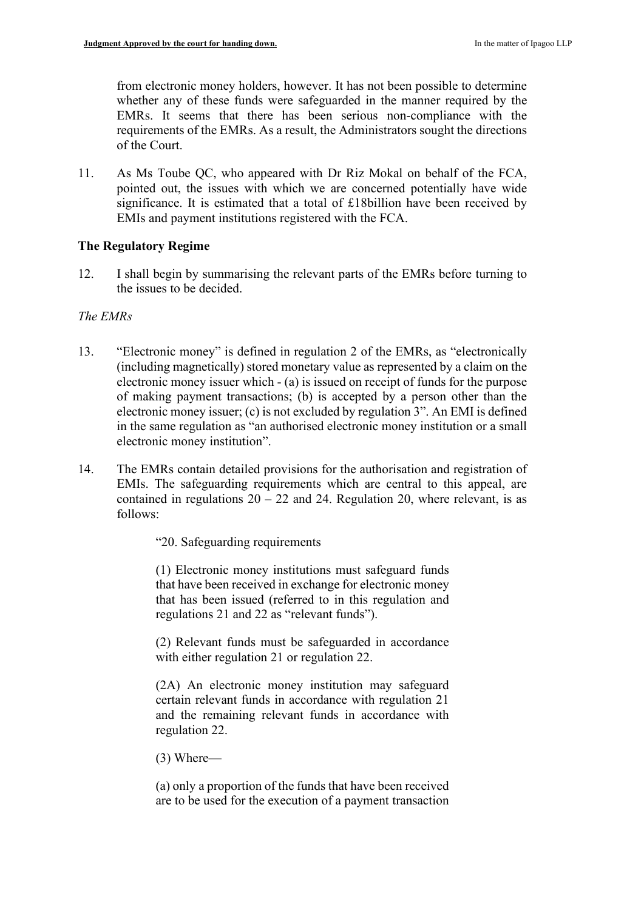from electronic money holders, however. It has not been possible to determine whether any of these funds were safeguarded in the manner required by the EMRs. It seems that there has been serious non-compliance with the requirements of the EMRs. As a result, the Administrators sought the directions of the Court.

11. As Ms Toube QC, who appeared with Dr Riz Mokal on behalf of the FCA, pointed out, the issues with which we are concerned potentially have wide significance. It is estimated that a total of £18billion have been received by EMIs and payment institutions registered with the FCA.

## The Regulatory Regime

12. I shall begin by summarising the relevant parts of the EMRs before turning to the issues to be decided.

*The EMRs*

13. "Electronic money" is defined in regulation 2 of the EMRs, as "electronically (including magnetically) stored monetary value as represented by a claim on the electronic money issuer which - (a) is issued on receipt of funds for the purpose of making payment transactions; (b) is accepted by a person other than the electronic money issuer; (c) is not excluded by regulation 3". An EMI is defined in the same regulation as "an authorised electronic money institution or a small electronic money institution".

14. The EMRs contain detailed provisions for the authorisation and registration of EMIs. The safeguarding requirements which are central to this appeal, are contained in regulations 20 – 22 and 24. Regulation 20, where relevant, is as follows:

> "20. Safeguarding requirements
>
> (1) Electronic money institutions must safeguard funds that have been received in exchange for electronic money that has been issued (referred to in this regulation and regulations 21 and 22 as "relevant funds").
>
> (2) Relevant funds must be safeguarded in accordance with either regulation 21 or regulation 22.
>
> (2A) An electronic money institution may safeguard certain relevant funds in accordance with regulation 21 and the remaining relevant funds in accordance with regulation 22.
>
> (3) Where—
>
> (a) only a proportion of the funds that have been received are to be used for the execution of a payment transaction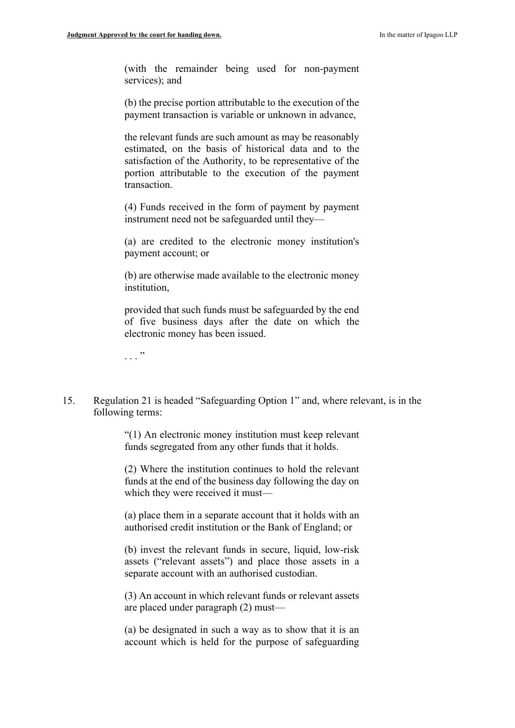> (with the remainder being used for non-payment services); and
>
> (b) the precise portion attributable to the execution of the payment transaction is variable or unknown in advance,
>
> the relevant funds are such amount as may be reasonably estimated, on the basis of historical data and to the satisfaction of the Authority, to be representative of the portion attributable to the execution of the payment transaction.
>
> (4) Funds received in the form of payment by payment instrument need not be safeguarded until they—
>
> (a) are credited to the electronic money institution's payment account; or
>
> (b) are otherwise made available to the electronic money institution,
>
> provided that such funds must be safeguarded by the end of five business days after the date on which the electronic money has been issued.
>
> . . ."

15. Regulation 21 is headed "Safeguarding Option 1" and, where relevant, is in the following terms:

> "(1) An electronic money institution must keep relevant funds segregated from any other funds that it holds.
>
> (2) Where the institution continues to hold the relevant funds at the end of the business day following the day on which they were received it must—
>
> (a) place them in a separate account that it holds with an authorised credit institution or the Bank of England; or
>
> (b) invest the relevant funds in secure, liquid, low-risk assets ("relevant assets") and place those assets in a separate account with an authorised custodian.
>
> (3) An account in which relevant funds or relevant assets are placed under paragraph (2) must—
>
> (a) be designated in such a way as to show that it is an account which is held for the purpose of safeguarding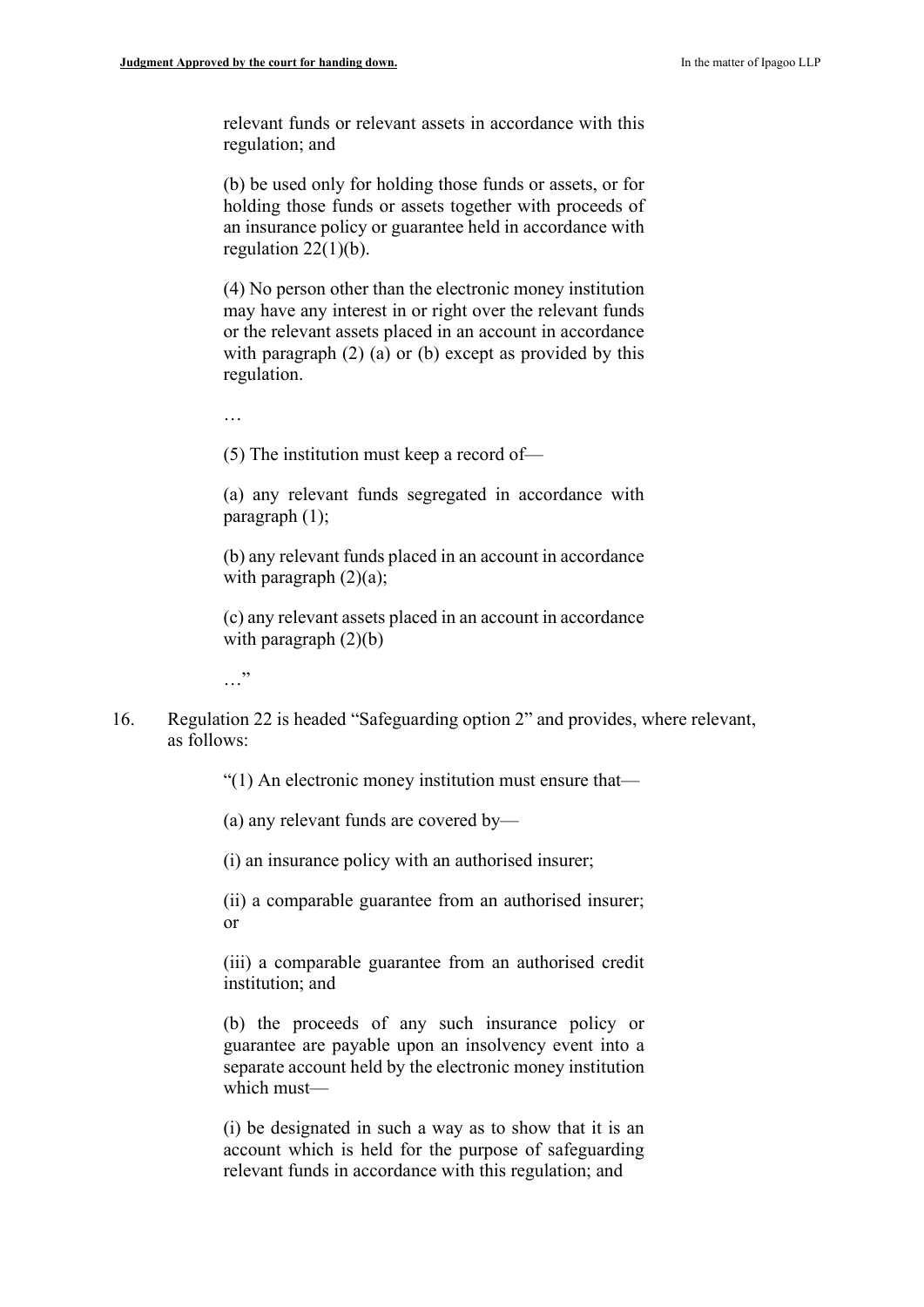relevant funds or relevant assets in accordance with this regulation; and

(b) be used only for holding those funds or assets, or for holding those funds or assets together with proceeds of an insurance policy or guarantee held in accordance with regulation 22(1)(b).

(4) No person other than the electronic money institution may have any interest in or right over the relevant funds or the relevant assets placed in an account in accordance with paragraph (2) (a) or (b) except as provided by this regulation.

…

(5) The institution must keep a record of—

(a) any relevant funds segregated in accordance with paragraph (1);

(b) any relevant funds placed in an account in accordance with paragraph (2)(a);

(c) any relevant assets placed in an account in accordance with paragraph (2)(b)

…"

16. Regulation 22 is headed "Safeguarding option 2" and provides, where relevant, as follows:

"(1) An electronic money institution must ensure that—

(a) any relevant funds are covered by—

(i) an insurance policy with an authorised insurer;

(ii) a comparable guarantee from an authorised insurer; or

(iii) a comparable guarantee from an authorised credit institution; and

(b) the proceeds of any such insurance policy or guarantee are payable upon an insolvency event into a separate account held by the electronic money institution which must—

(i) be designated in such a way as to show that it is an account which is held for the purpose of safeguarding relevant funds in accordance with this regulation; and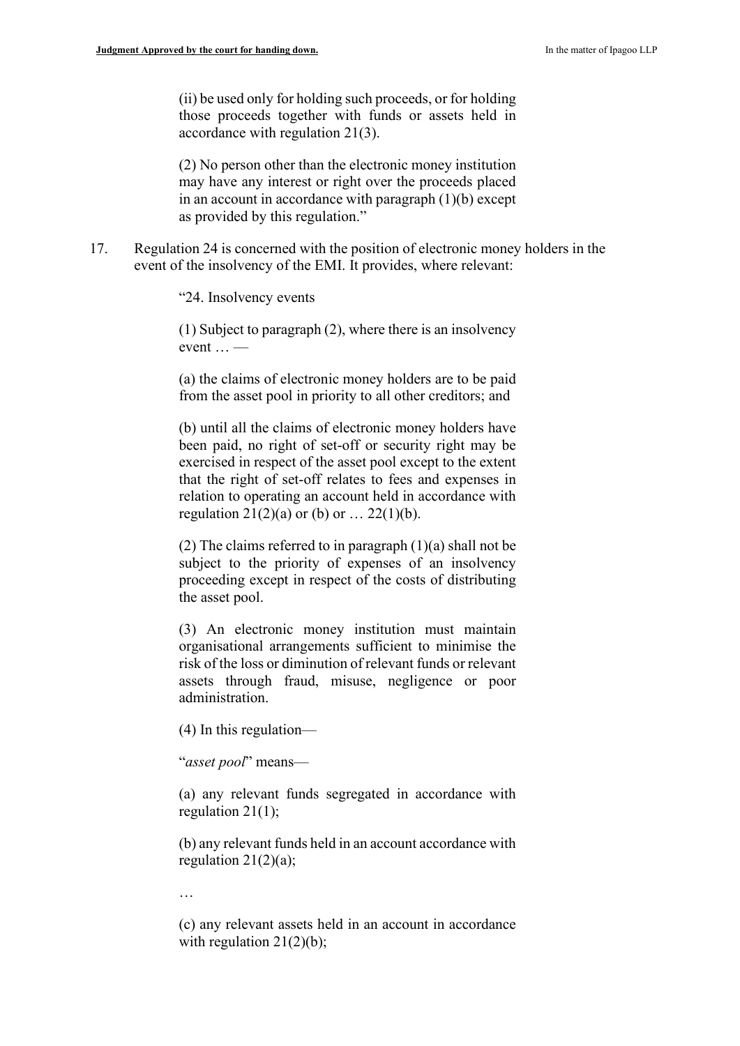> (ii) be used only for holding such proceeds, or for holding those proceeds together with funds or assets held in accordance with regulation 21(3).
>
> (2) No person other than the electronic money institution may have any interest or right over the proceeds placed in an account in accordance with paragraph (1)(b) except as provided by this regulation."

17. Regulation 24 is concerned with the position of electronic money holders in the event of the insolvency of the EMI. It provides, where relevant:

> "24. Insolvency events
>
> (1) Subject to paragraph (2), where there is an insolvency event … —
>
> (a) the claims of electronic money holders are to be paid from the asset pool in priority to all other creditors; and
>
> (b) until all the claims of electronic money holders have been paid, no right of set-off or security right may be exercised in respect of the asset pool except to the extent that the right of set-off relates to fees and expenses in relation to operating an account held in accordance with regulation 21(2)(a) or (b) or … 22(1)(b).
>
> (2) The claims referred to in paragraph (1)(a) shall not be subject to the priority of expenses of an insolvency proceeding except in respect of the costs of distributing the asset pool.
>
> (3) An electronic money institution must maintain organisational arrangements sufficient to minimise the risk of the loss or diminution of relevant funds or relevant assets through fraud, misuse, negligence or poor administration.
>
> (4) In this regulation—
>
> "*asset pool*" means—
>
> (a) any relevant funds segregated in accordance with regulation 21(1);
>
> (b) any relevant funds held in an account accordance with regulation 21(2)(a);
>
> …
>
> (c) any relevant assets held in an account in accordance with regulation 21(2)(b);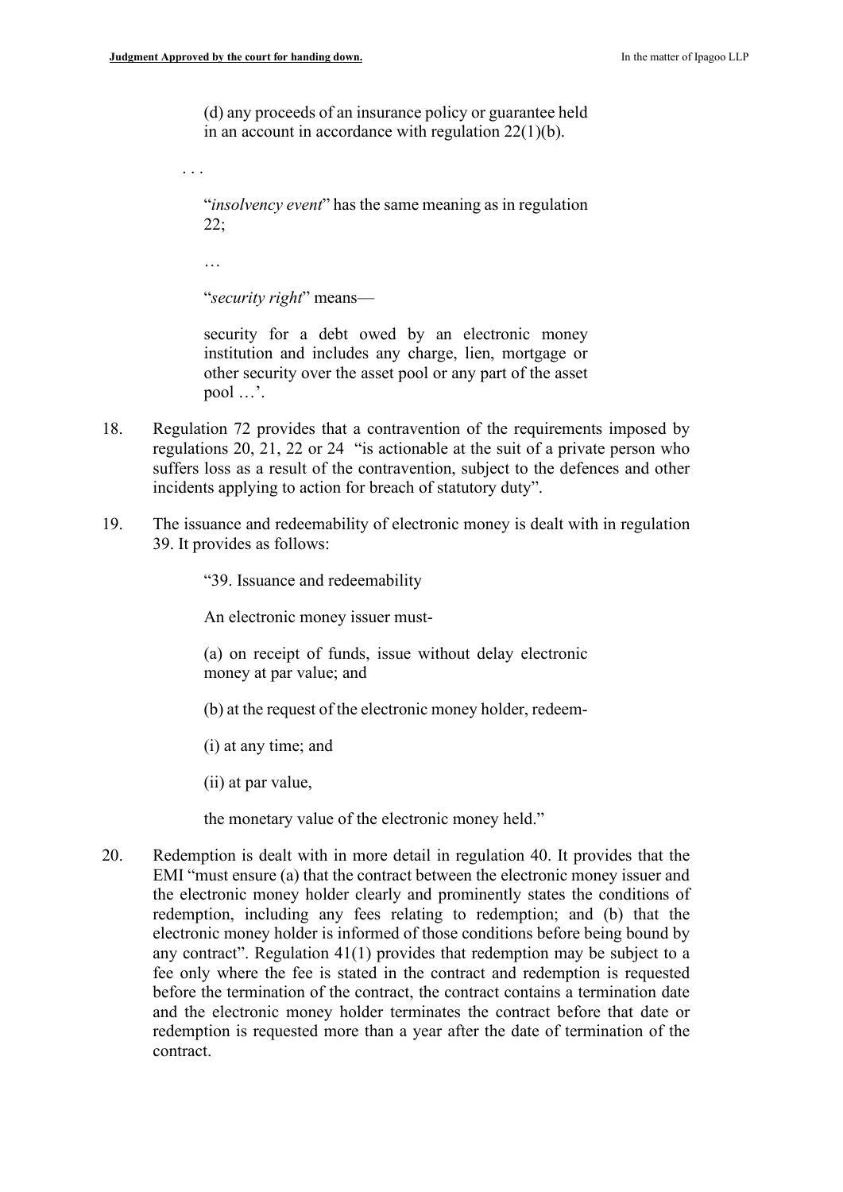> (d) any proceeds of an insurance policy or guarantee held in an account in accordance with regulation 22(1)(b).
>
> . . .
>
> "*insolvency event*" has the same meaning as in regulation 22;
>
> …
>
> "*security right*" means—
>
> security for a debt owed by an electronic money institution and includes any charge, lien, mortgage or other security over the asset pool or any part of the asset pool …'.

18. Regulation 72 provides that a contravention of the requirements imposed by regulations 20, 21, 22 or 24 "is actionable at the suit of a private person who suffers loss as a result of the contravention, subject to the defences and other incidents applying to action for breach of statutory duty".

19. The issuance and redeemability of electronic money is dealt with in regulation 39. It provides as follows:

> "39. Issuance and redeemability
>
> An electronic money issuer must-
>
> (a) on receipt of funds, issue without delay electronic money at par value; and
>
> (b) at the request of the electronic money holder, redeem-
>
> (i) at any time; and
>
> (ii) at par value,
>
> the monetary value of the electronic money held."

20. Redemption is dealt with in more detail in regulation 40. It provides that the EMI "must ensure (a) that the contract between the electronic money issuer and the electronic money holder clearly and prominently states the conditions of redemption, including any fees relating to redemption; and (b) that the electronic money holder is informed of those conditions before being bound by any contract". Regulation 41(1) provides that redemption may be subject to a fee only where the fee is stated in the contract and redemption is requested before the termination of the contract, the contract contains a termination date and the electronic money holder terminates the contract before that date or redemption is requested more than a year after the date of termination of the contract.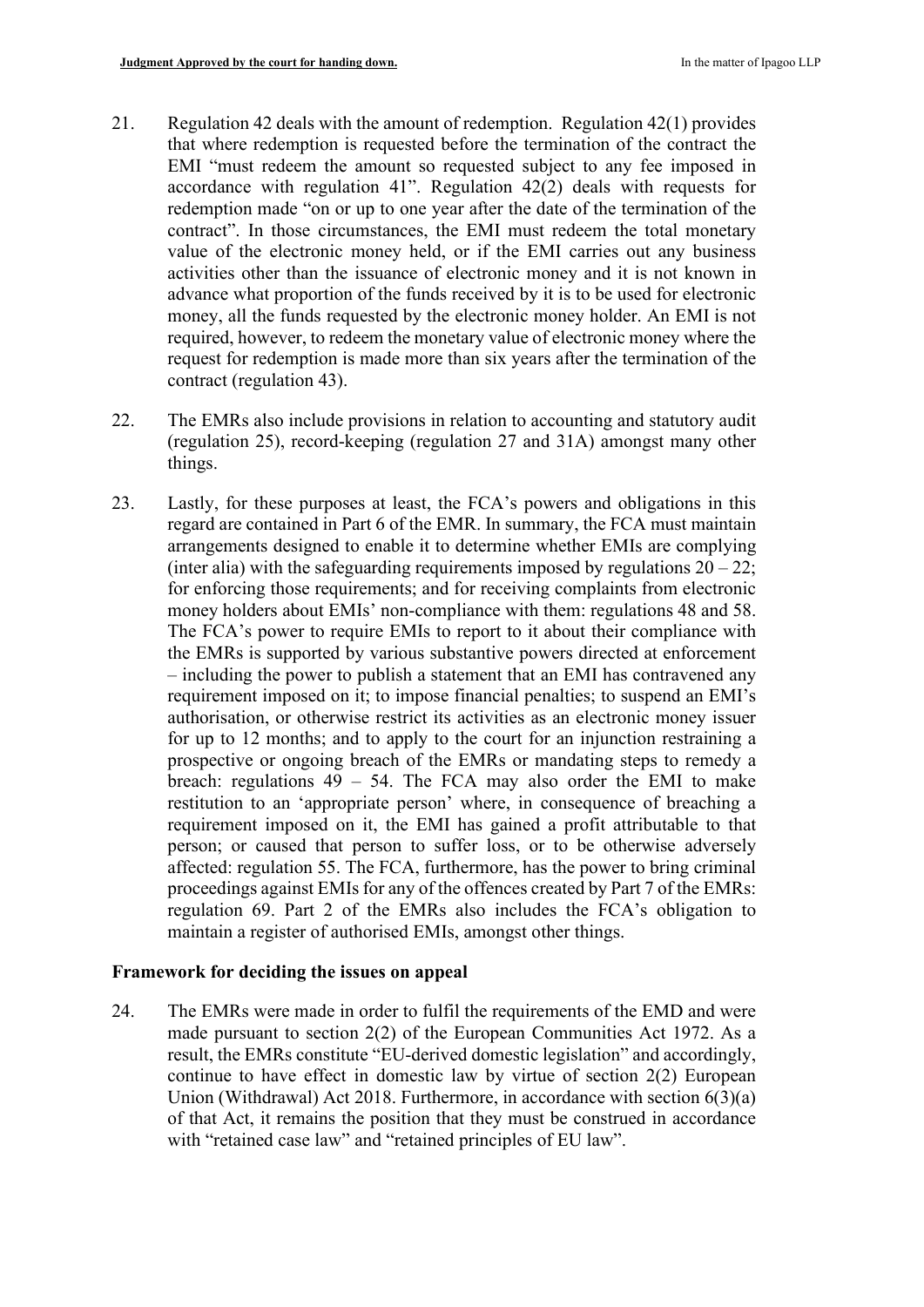21. Regulation 42 deals with the amount of redemption. Regulation 42(1) provides that where redemption is requested before the termination of the contract the EMI "must redeem the amount so requested subject to any fee imposed in accordance with regulation 41". Regulation 42(2) deals with requests for redemption made "on or up to one year after the date of the termination of the contract". In those circumstances, the EMI must redeem the total monetary value of the electronic money held, or if the EMI carries out any business activities other than the issuance of electronic money and it is not known in advance what proportion of the funds received by it is to be used for electronic money, all the funds requested by the electronic money holder. An EMI is not required, however, to redeem the monetary value of electronic money where the request for redemption is made more than six years after the termination of the contract (regulation 43).

22. The EMRs also include provisions in relation to accounting and statutory audit (regulation 25), record-keeping (regulation 27 and 31A) amongst many other things.

23. Lastly, for these purposes at least, the FCA's powers and obligations in this regard are contained in Part 6 of the EMR. In summary, the FCA must maintain arrangements designed to enable it to determine whether EMIs are complying (inter alia) with the safeguarding requirements imposed by regulations 20 – 22; for enforcing those requirements; and for receiving complaints from electronic money holders about EMIs' non-compliance with them: regulations 48 and 58. The FCA's power to require EMIs to report to it about their compliance with the EMRs is supported by various substantive powers directed at enforcement – including the power to publish a statement that an EMI has contravened any requirement imposed on it; to impose financial penalties; to suspend an EMI's authorisation, or otherwise restrict its activities as an electronic money issuer for up to 12 months; and to apply to the court for an injunction restraining a prospective or ongoing breach of the EMRs or mandating steps to remedy a breach: regulations 49 – 54. The FCA may also order the EMI to make restitution to an 'appropriate person' where, in consequence of breaching a requirement imposed on it, the EMI has gained a profit attributable to that person; or caused that person to suffer loss, or to be otherwise adversely affected: regulation 55. The FCA, furthermore, has the power to bring criminal proceedings against EMIs for any of the offences created by Part 7 of the EMRs: regulation 69. Part 2 of the EMRs also includes the FCA's obligation to maintain a register of authorised EMIs, amongst other things.

## Framework for deciding the issues on appeal

24. The EMRs were made in order to fulfil the requirements of the EMD and were made pursuant to section 2(2) of the European Communities Act 1972. As a result, the EMRs constitute "EU-derived domestic legislation" and accordingly, continue to have effect in domestic law by virtue of section 2(2) European Union (Withdrawal) Act 2018. Furthermore, in accordance with section 6(3)(a) of that Act, it remains the position that they must be construed in accordance with "retained case law" and "retained principles of EU law".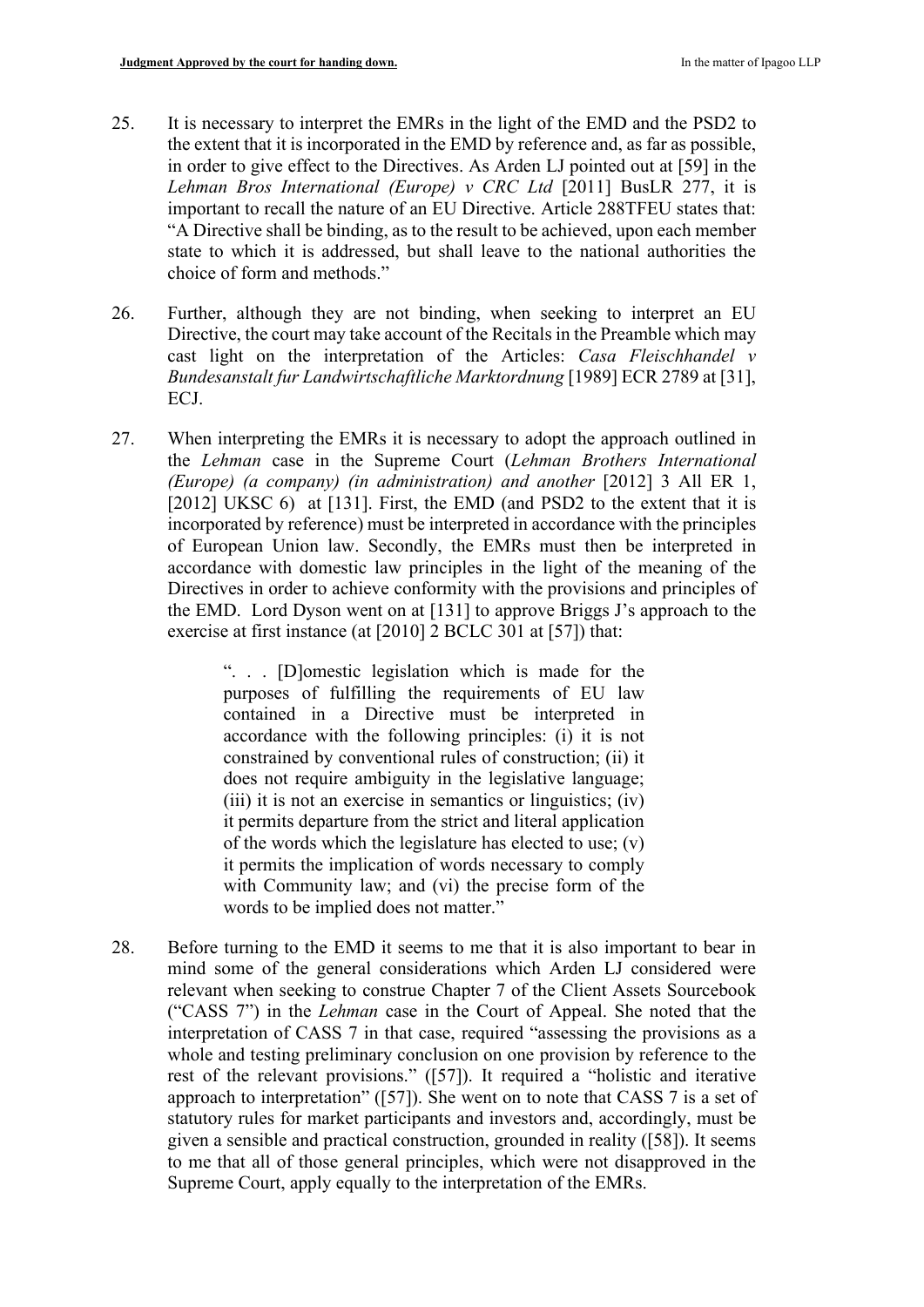25. It is necessary to interpret the EMRs in the light of the EMD and the PSD2 to the extent that it is incorporated in the EMD by reference and, as far as possible, in order to give effect to the Directives. As Arden LJ pointed out at [59] in the *Lehman Bros International (Europe) v CRC Ltd* [2011] BusLR 277, it is important to recall the nature of an EU Directive. Article 288TFEU states that: "A Directive shall be binding, as to the result to be achieved, upon each member state to which it is addressed, but shall leave to the national authorities the choice of form and methods."

26. Further, although they are not binding, when seeking to interpret an EU Directive, the court may take account of the Recitals in the Preamble which may cast light on the interpretation of the Articles: *Casa Fleischhandel v Bundesanstalt fur Landwirtschaftliche Marktordnung* [1989] ECR 2789 at [31], ECJ.

27. When interpreting the EMRs it is necessary to adopt the approach outlined in the *Lehman* case in the Supreme Court (*Lehman Brothers International (Europe) (a company) (in administration) and another* [2012] 3 All ER 1, [2012] UKSC 6) at [131]. First, the EMD (and PSD2 to the extent that it is incorporated by reference) must be interpreted in accordance with the principles of European Union law. Secondly, the EMRs must then be interpreted in accordance with domestic law principles in the light of the meaning of the Directives in order to achieve conformity with the provisions and principles of the EMD. Lord Dyson went on at [131] to approve Briggs J's approach to the exercise at first instance (at [2010] 2 BCLC 301 at [57]) that:

> ". . . [D]omestic legislation which is made for the purposes of fulfilling the requirements of EU law contained in a Directive must be interpreted in accordance with the following principles: (i) it is not constrained by conventional rules of construction; (ii) it does not require ambiguity in the legislative language; (iii) it is not an exercise in semantics or linguistics; (iv) it permits departure from the strict and literal application of the words which the legislature has elected to use; (v) it permits the implication of words necessary to comply with Community law; and (vi) the precise form of the words to be implied does not matter."

28. Before turning to the EMD it seems to me that it is also important to bear in mind some of the general considerations which Arden LJ considered were relevant when seeking to construe Chapter 7 of the Client Assets Sourcebook ("CASS 7") in the *Lehman* case in the Court of Appeal. She noted that the interpretation of CASS 7 in that case, required "assessing the provisions as a whole and testing preliminary conclusion on one provision by reference to the rest of the relevant provisions." ([57]). It required a "holistic and iterative approach to interpretation" ([57]). She went on to note that CASS 7 is a set of statutory rules for market participants and investors and, accordingly, must be given a sensible and practical construction, grounded in reality ([58]). It seems to me that all of those general principles, which were not disapproved in the Supreme Court, apply equally to the interpretation of the EMRs.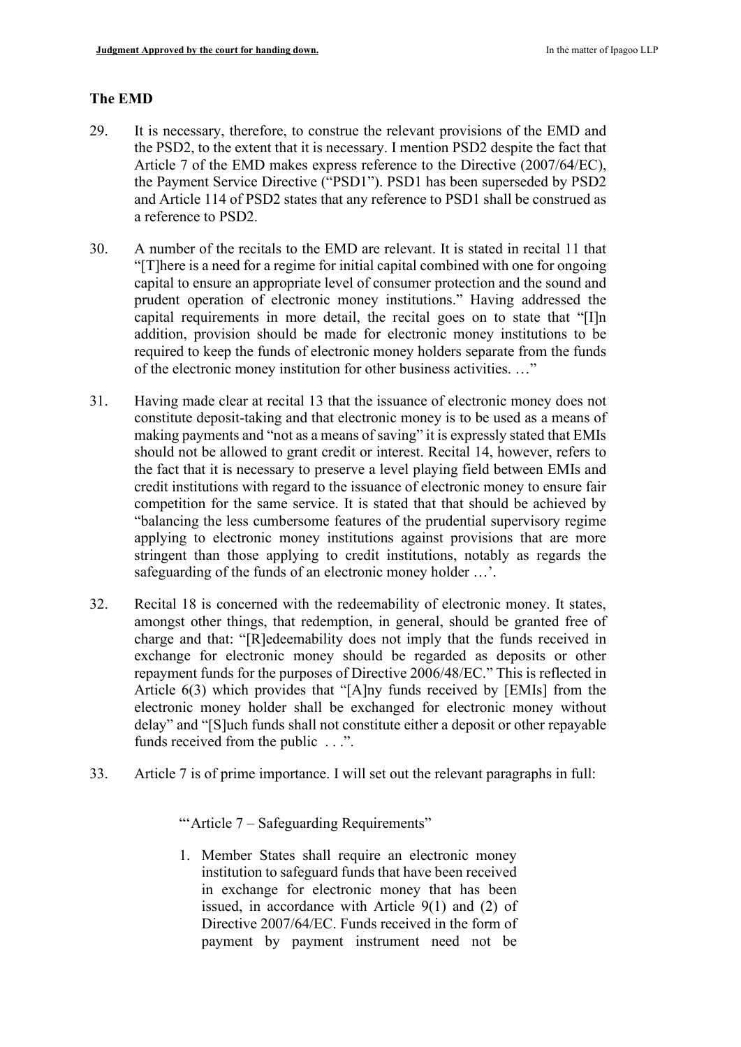## The EMD

29. It is necessary, therefore, to construe the relevant provisions of the EMD and the PSD2, to the extent that it is necessary. I mention PSD2 despite the fact that Article 7 of the EMD makes express reference to the Directive (2007/64/EC), the Payment Service Directive ("PSD1"). PSD1 has been superseded by PSD2 and Article 114 of PSD2 states that any reference to PSD1 shall be construed as a reference to PSD2.

30. A number of the recitals to the EMD are relevant. It is stated in recital 11 that "[T]here is a need for a regime for initial capital combined with one for ongoing capital to ensure an appropriate level of consumer protection and the sound and prudent operation of electronic money institutions." Having addressed the capital requirements in more detail, the recital goes on to state that "[I]n addition, provision should be made for electronic money institutions to be required to keep the funds of electronic money holders separate from the funds of the electronic money institution for other business activities. …"

31. Having made clear at recital 13 that the issuance of electronic money does not constitute deposit-taking and that electronic money is to be used as a means of making payments and "not as a means of saving" it is expressly stated that EMIs should not be allowed to grant credit or interest. Recital 14, however, refers to the fact that it is necessary to preserve a level playing field between EMIs and credit institutions with regard to the issuance of electronic money to ensure fair competition for the same service. It is stated that that should be achieved by "balancing the less cumbersome features of the prudential supervisory regime applying to electronic money institutions against provisions that are more stringent than those applying to credit institutions, notably as regards the safeguarding of the funds of an electronic money holder …'.

32. Recital 18 is concerned with the redeemability of electronic money. It states, amongst other things, that redemption, in general, should be granted free of charge and that: "[R]edeemability does not imply that the funds received in exchange for electronic money should be regarded as deposits or other repayment funds for the purposes of Directive 2006/48/EC." This is reflected in Article 6(3) which provides that "[A]ny funds received by [EMIs] from the electronic money holder shall be exchanged for electronic money without delay" and "[S]uch funds shall not constitute either a deposit or other repayable funds received from the public . . .".

33. Article 7 is of prime importance. I will set out the relevant paragraphs in full:

> "'Article 7 – Safeguarding Requirements"
>
> 1. Member States shall require an electronic money institution to safeguard funds that have been received in exchange for electronic money that has been issued, in accordance with Article 9(1) and (2) of Directive 2007/64/EC. Funds received in the form of payment by payment instrument need not be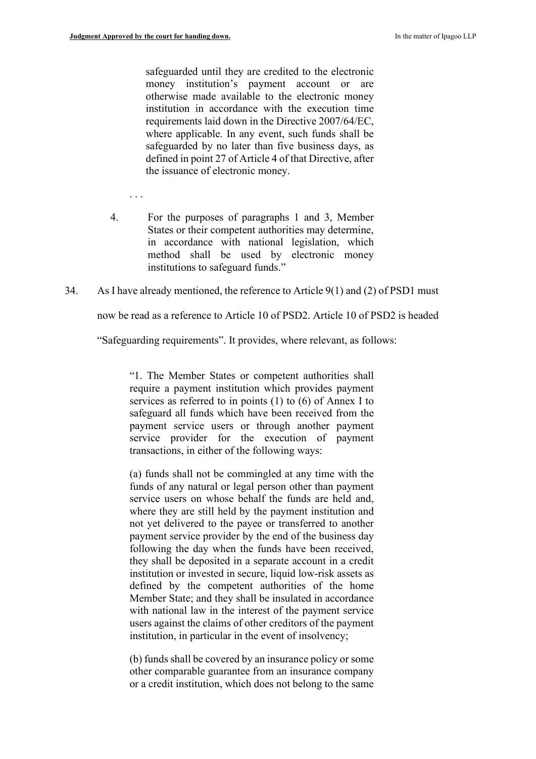> safeguarded until they are credited to the electronic money institution's payment account or are otherwise made available to the electronic money institution in accordance with the execution time requirements laid down in the Directive 2007/64/EC, where applicable. In any event, such funds shall be safeguarded by no later than five business days, as defined in point 27 of Article 4 of that Directive, after the issuance of electronic money.
>
> . . .
>
> 4. For the purposes of paragraphs 1 and 3, Member States or their competent authorities may determine, in accordance with national legislation, which method shall be used by electronic money institutions to safeguard funds."

34. As I have already mentioned, the reference to Article 9(1) and (2) of PSD1 must now be read as a reference to Article 10 of PSD2. Article 10 of PSD2 is headed "Safeguarding requirements". It provides, where relevant, as follows:

> "1. The Member States or competent authorities shall require a payment institution which provides payment services as referred to in points (1) to (6) of Annex I to safeguard all funds which have been received from the payment service users or through another payment service provider for the execution of payment transactions, in either of the following ways:
>
> (a) funds shall not be commingled at any time with the funds of any natural or legal person other than payment service users on whose behalf the funds are held and, where they are still held by the payment institution and not yet delivered to the payee or transferred to another payment service provider by the end of the business day following the day when the funds have been received, they shall be deposited in a separate account in a credit institution or invested in secure, liquid low-risk assets as defined by the competent authorities of the home Member State; and they shall be insulated in accordance with national law in the interest of the payment service users against the claims of other creditors of the payment institution, in particular in the event of insolvency;
>
> (b) funds shall be covered by an insurance policy or some other comparable guarantee from an insurance company or a credit institution, which does not belong to the same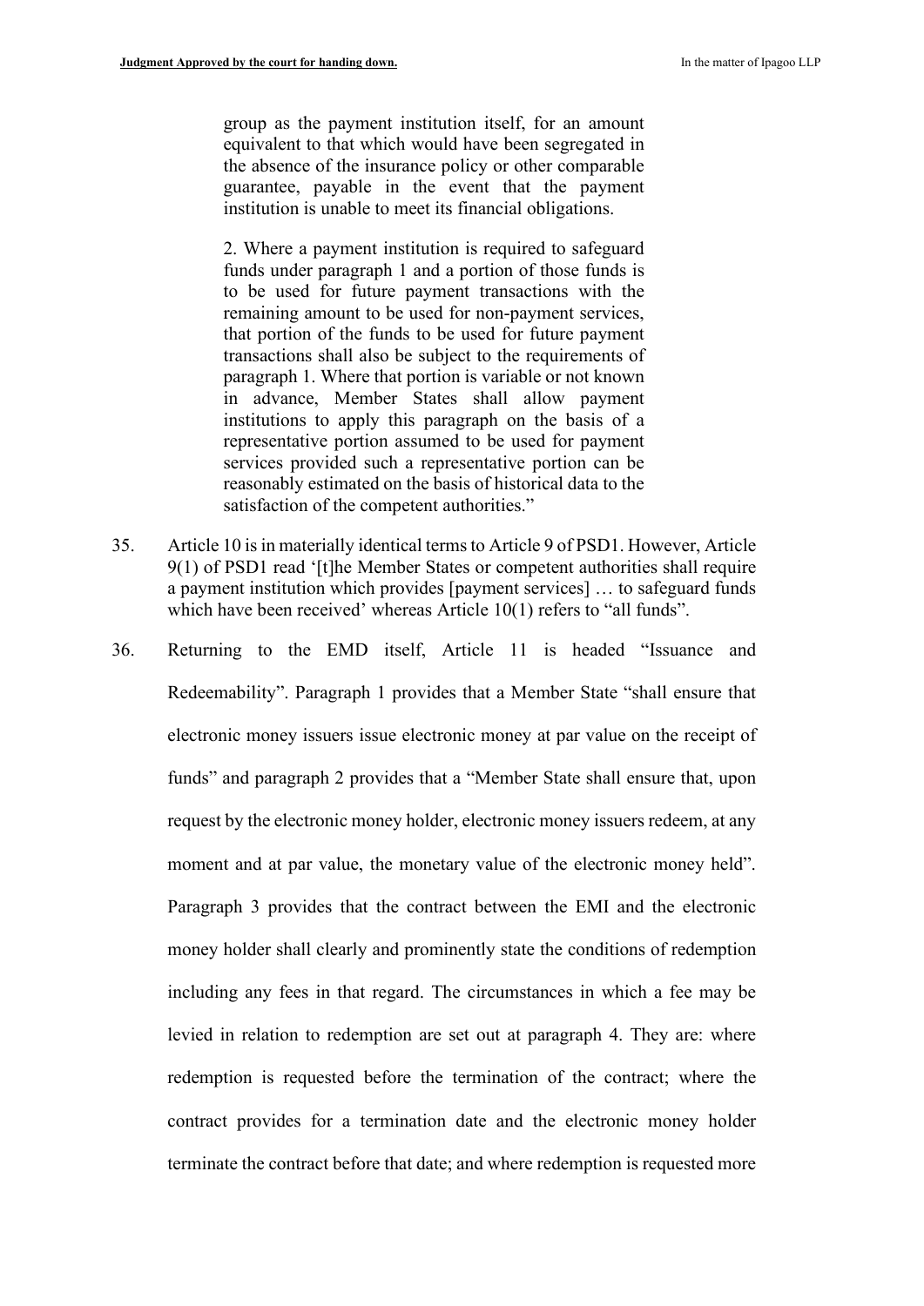> group as the payment institution itself, for an amount equivalent to that which would have been segregated in the absence of the insurance policy or other comparable guarantee, payable in the event that the payment institution is unable to meet its financial obligations.
>
> 2. Where a payment institution is required to safeguard funds under paragraph 1 and a portion of those funds is to be used for future payment transactions with the remaining amount to be used for non-payment services, that portion of the funds to be used for future payment transactions shall also be subject to the requirements of paragraph 1. Where that portion is variable or not known in advance, Member States shall allow payment institutions to apply this paragraph on the basis of a representative portion assumed to be used for payment services provided such a representative portion can be reasonably estimated on the basis of historical data to the satisfaction of the competent authorities."

35. Article 10 is in materially identical terms to Article 9 of PSD1. However, Article 9(1) of PSD1 read '[t]he Member States or competent authorities shall require a payment institution which provides [payment services] … to safeguard funds which have been received' whereas Article 10(1) refers to "all funds".

36. Returning to the EMD itself, Article 11 is headed "Issuance and Redeemability". Paragraph 1 provides that a Member State "shall ensure that electronic money issuers issue electronic money at par value on the receipt of funds" and paragraph 2 provides that a "Member State shall ensure that, upon request by the electronic money holder, electronic money issuers redeem, at any moment and at par value, the monetary value of the electronic money held". Paragraph 3 provides that the contract between the EMI and the electronic money holder shall clearly and prominently state the conditions of redemption including any fees in that regard. The circumstances in which a fee may be levied in relation to redemption are set out at paragraph 4. They are: where redemption is requested before the termination of the contract; where the contract provides for a termination date and the electronic money holder terminate the contract before that date; and where redemption is requested more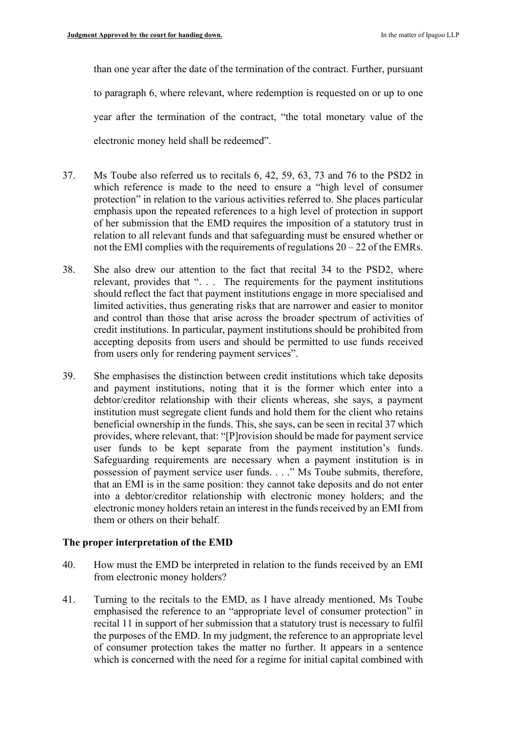than one year after the date of the termination of the contract. Further, pursuant to paragraph 6, where relevant, where redemption is requested on or up to one year after the termination of the contract, "the total monetary value of the electronic money held shall be redeemed".

37. Ms Toube also referred us to recitals 6, 42, 59, 63, 73 and 76 to the PSD2 in which reference is made to the need to ensure a "high level of consumer protection" in relation to the various activities referred to. She places particular emphasis upon the repeated references to a high level of protection in support of her submission that the EMD requires the imposition of a statutory trust in relation to all relevant funds and that safeguarding must be ensured whether or not the EMI complies with the requirements of regulations 20 – 22 of the EMRs.

38. She also drew our attention to the fact that recital 34 to the PSD2, where relevant, provides that ". . . The requirements for the payment institutions should reflect the fact that payment institutions engage in more specialised and limited activities, thus generating risks that are narrower and easier to monitor and control than those that arise across the broader spectrum of activities of credit institutions. In particular, payment institutions should be prohibited from accepting deposits from users and should be permitted to use funds received from users only for rendering payment services".

39. She emphasises the distinction between credit institutions which take deposits and payment institutions, noting that it is the former which enter into a debtor/creditor relationship with their clients whereas, she says, a payment institution must segregate client funds and hold them for the client who retains beneficial ownership in the funds. This, she says, can be seen in recital 37 which provides, where relevant, that: "[P]rovision should be made for payment service user funds to be kept separate from the payment institution's funds. Safeguarding requirements are necessary when a payment institution is in possession of payment service user funds. . . ." Ms Toube submits, therefore, that an EMI is in the same position: they cannot take deposits and do not enter into a debtor/creditor relationship with electronic money holders; and the electronic money holders retain an interest in the funds received by an EMI from them or others on their behalf.

## The proper interpretation of the EMD

40. How must the EMD be interpreted in relation to the funds received by an EMI from electronic money holders?

41. Turning to the recitals to the EMD, as I have already mentioned, Ms Toube emphasised the reference to an "appropriate level of consumer protection" in recital 11 in support of her submission that a statutory trust is necessary to fulfil the purposes of the EMD. In my judgment, the reference to an appropriate level of consumer protection takes the matter no further. It appears in a sentence which is concerned with the need for a regime for initial capital combined with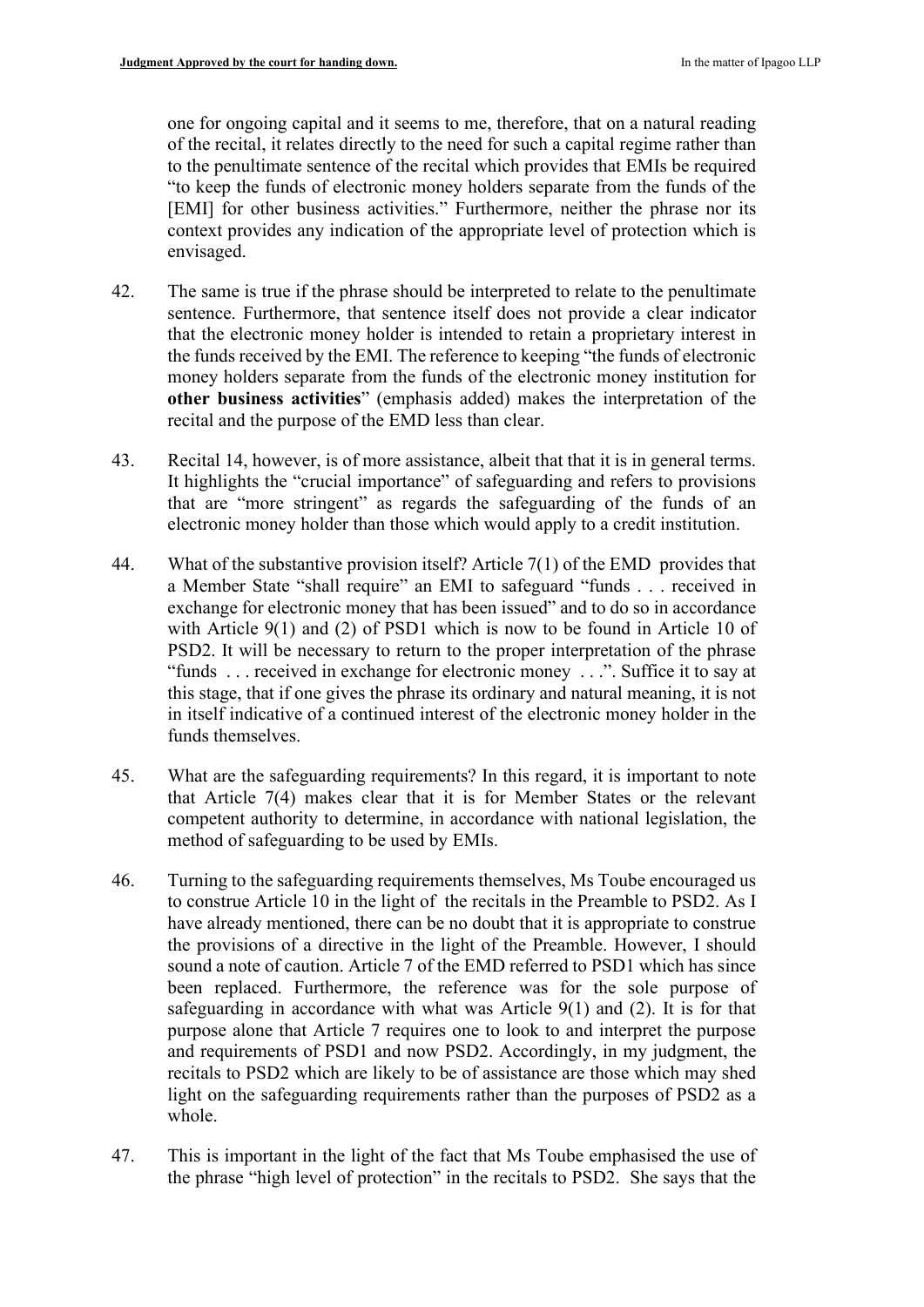one for ongoing capital and it seems to me, therefore, that on a natural reading of the recital, it relates directly to the need for such a capital regime rather than to the penultimate sentence of the recital which provides that EMIs be required "to keep the funds of electronic money holders separate from the funds of the [EMI] for other business activities." Furthermore, neither the phrase nor its context provides any indication of the appropriate level of protection which is envisaged.

42. The same is true if the phrase should be interpreted to relate to the penultimate sentence. Furthermore, that sentence itself does not provide a clear indicator that the electronic money holder is intended to retain a proprietary interest in the funds received by the EMI. The reference to keeping "the funds of electronic money holders separate from the funds of the electronic money institution for **other business activities**" (emphasis added) makes the interpretation of the recital and the purpose of the EMD less than clear.

43. Recital 14, however, is of more assistance, albeit that that it is in general terms. It highlights the "crucial importance" of safeguarding and refers to provisions that are "more stringent" as regards the safeguarding of the funds of an electronic money holder than those which would apply to a credit institution.

44. What of the substantive provision itself? Article 7(1) of the EMD provides that a Member State "shall require" an EMI to safeguard "funds . . . received in exchange for electronic money that has been issued" and to do so in accordance with Article 9(1) and (2) of PSD1 which is now to be found in Article 10 of PSD2. It will be necessary to return to the proper interpretation of the phrase "funds . . . received in exchange for electronic money . . .". Suffice it to say at this stage, that if one gives the phrase its ordinary and natural meaning, it is not in itself indicative of a continued interest of the electronic money holder in the funds themselves.

45. What are the safeguarding requirements? In this regard, it is important to note that Article 7(4) makes clear that it is for Member States or the relevant competent authority to determine, in accordance with national legislation, the method of safeguarding to be used by EMIs.

46. Turning to the safeguarding requirements themselves, Ms Toube encouraged us to construe Article 10 in the light of the recitals in the Preamble to PSD2. As I have already mentioned, there can be no doubt that it is appropriate to construe the provisions of a directive in the light of the Preamble. However, I should sound a note of caution. Article 7 of the EMD referred to PSD1 which has since been replaced. Furthermore, the reference was for the sole purpose of safeguarding in accordance with what was Article 9(1) and (2). It is for that purpose alone that Article 7 requires one to look to and interpret the purpose and requirements of PSD1 and now PSD2. Accordingly, in my judgment, the recitals to PSD2 which are likely to be of assistance are those which may shed light on the safeguarding requirements rather than the purposes of PSD2 as a whole.

47. This is important in the light of the fact that Ms Toube emphasised the use of the phrase "high level of protection" in the recitals to PSD2. She says that the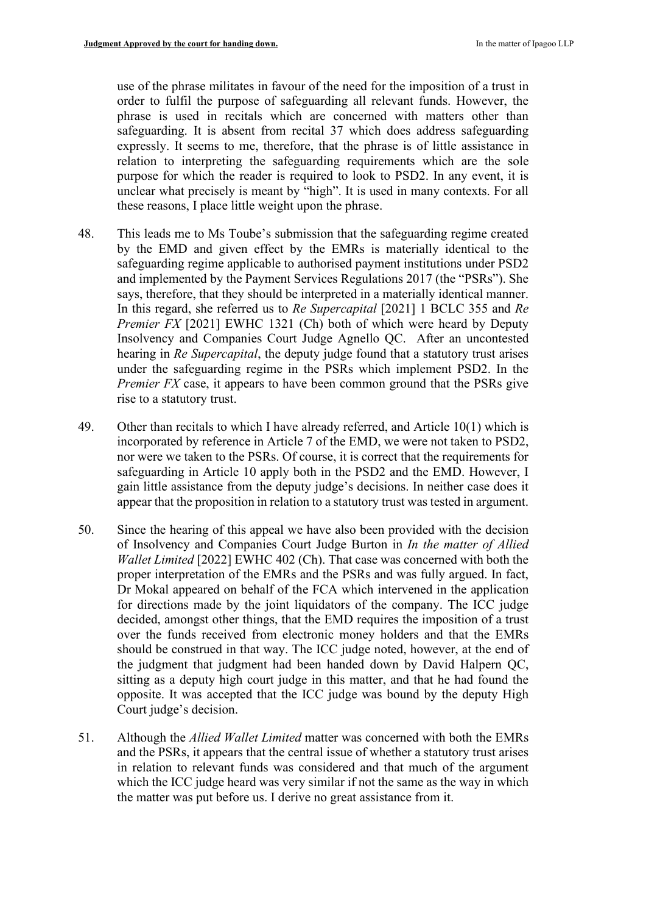use of the phrase militates in favour of the need for the imposition of a trust in order to fulfil the purpose of safeguarding all relevant funds. However, the phrase is used in recitals which are concerned with matters other than safeguarding. It is absent from recital 37 which does address safeguarding expressly. It seems to me, therefore, that the phrase is of little assistance in relation to interpreting the safeguarding requirements which are the sole purpose for which the reader is required to look to PSD2. In any event, it is unclear what precisely is meant by "high". It is used in many contexts. For all these reasons, I place little weight upon the phrase.

48. This leads me to Ms Toube's submission that the safeguarding regime created by the EMD and given effect by the EMRs is materially identical to the safeguarding regime applicable to authorised payment institutions under PSD2 and implemented by the Payment Services Regulations 2017 (the "PSRs"). She says, therefore, that they should be interpreted in a materially identical manner. In this regard, she referred us to *Re Supercapital* [2021] 1 BCLC 355 and *Re Premier FX* [2021] EWHC 1321 (Ch) both of which were heard by Deputy Insolvency and Companies Court Judge Agnello QC. After an uncontested hearing in *Re Supercapital*, the deputy judge found that a statutory trust arises under the safeguarding regime in the PSRs which implement PSD2. In the *Premier FX* case, it appears to have been common ground that the PSRs give rise to a statutory trust.

49. Other than recitals to which I have already referred, and Article 10(1) which is incorporated by reference in Article 7 of the EMD, we were not taken to PSD2, nor were we taken to the PSRs. Of course, it is correct that the requirements for safeguarding in Article 10 apply both in the PSD2 and the EMD. However, I gain little assistance from the deputy judge's decisions. In neither case does it appear that the proposition in relation to a statutory trust was tested in argument.

50. Since the hearing of this appeal we have also been provided with the decision of Insolvency and Companies Court Judge Burton in *In the matter of Allied Wallet Limited* [2022] EWHC 402 (Ch). That case was concerned with both the proper interpretation of the EMRs and the PSRs and was fully argued. In fact, Dr Mokal appeared on behalf of the FCA which intervened in the application for directions made by the joint liquidators of the company. The ICC judge decided, amongst other things, that the EMD requires the imposition of a trust over the funds received from electronic money holders and that the EMRs should be construed in that way. The ICC judge noted, however, at the end of the judgment that judgment had been handed down by David Halpern QC, sitting as a deputy high court judge in this matter, and that he had found the opposite. It was accepted that the ICC judge was bound by the deputy High Court judge's decision.

51. Although the *Allied Wallet Limited* matter was concerned with both the EMRs and the PSRs, it appears that the central issue of whether a statutory trust arises in relation to relevant funds was considered and that much of the argument which the ICC judge heard was very similar if not the same as the way in which the matter was put before us. I derive no great assistance from it.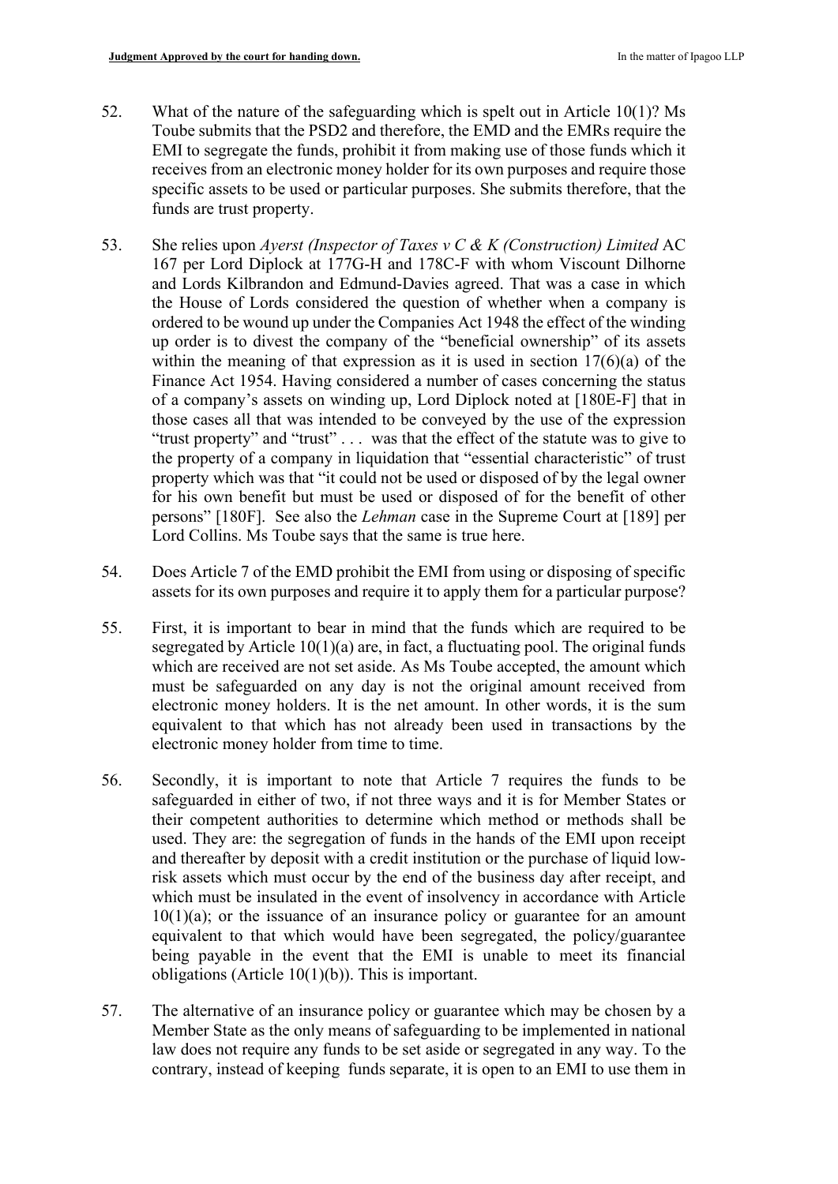52. What of the nature of the safeguarding which is spelt out in Article 10(1)? Ms Toube submits that the PSD2 and therefore, the EMD and the EMRs require the EMI to segregate the funds, prohibit it from making use of those funds which it receives from an electronic money holder for its own purposes and require those specific assets to be used or particular purposes. She submits therefore, that the funds are trust property.

53. She relies upon *Ayerst (Inspector of Taxes v C & K (Construction) Limited* AC 167 per Lord Diplock at 177G-H and 178C-F with whom Viscount Dilhorne and Lords Kilbrandon and Edmund-Davies agreed. That was a case in which the House of Lords considered the question of whether when a company is ordered to be wound up under the Companies Act 1948 the effect of the winding up order is to divest the company of the "beneficial ownership" of its assets within the meaning of that expression as it is used in section 17(6)(a) of the Finance Act 1954. Having considered a number of cases concerning the status of a company's assets on winding up, Lord Diplock noted at [180E-F] that in those cases all that was intended to be conveyed by the use of the expression "trust property" and "trust" . . . was that the effect of the statute was to give to the property of a company in liquidation that "essential characteristic" of trust property which was that "it could not be used or disposed of by the legal owner for his own benefit but must be used or disposed of for the benefit of other persons" [180F]. See also the *Lehman* case in the Supreme Court at [189] per Lord Collins. Ms Toube says that the same is true here.

54. Does Article 7 of the EMD prohibit the EMI from using or disposing of specific assets for its own purposes and require it to apply them for a particular purpose?

55. First, it is important to bear in mind that the funds which are required to be segregated by Article 10(1)(a) are, in fact, a fluctuating pool. The original funds which are received are not set aside. As Ms Toube accepted, the amount which must be safeguarded on any day is not the original amount received from electronic money holders. It is the net amount. In other words, it is the sum equivalent to that which has not already been used in transactions by the electronic money holder from time to time.

56. Secondly, it is important to note that Article 7 requires the funds to be safeguarded in either of two, if not three ways and it is for Member States or their competent authorities to determine which method or methods shall be used. They are: the segregation of funds in the hands of the EMI upon receipt and thereafter by deposit with a credit institution or the purchase of liquid low-risk assets which must occur by the end of the business day after receipt, and which must be insulated in the event of insolvency in accordance with Article 10(1)(a); or the issuance of an insurance policy or guarantee for an amount equivalent to that which would have been segregated, the policy/guarantee being payable in the event that the EMI is unable to meet its financial obligations (Article 10(1)(b)). This is important.

57. The alternative of an insurance policy or guarantee which may be chosen by a Member State as the only means of safeguarding to be implemented in national law does not require any funds to be set aside or segregated in any way. To the contrary, instead of keeping funds separate, it is open to an EMI to use them in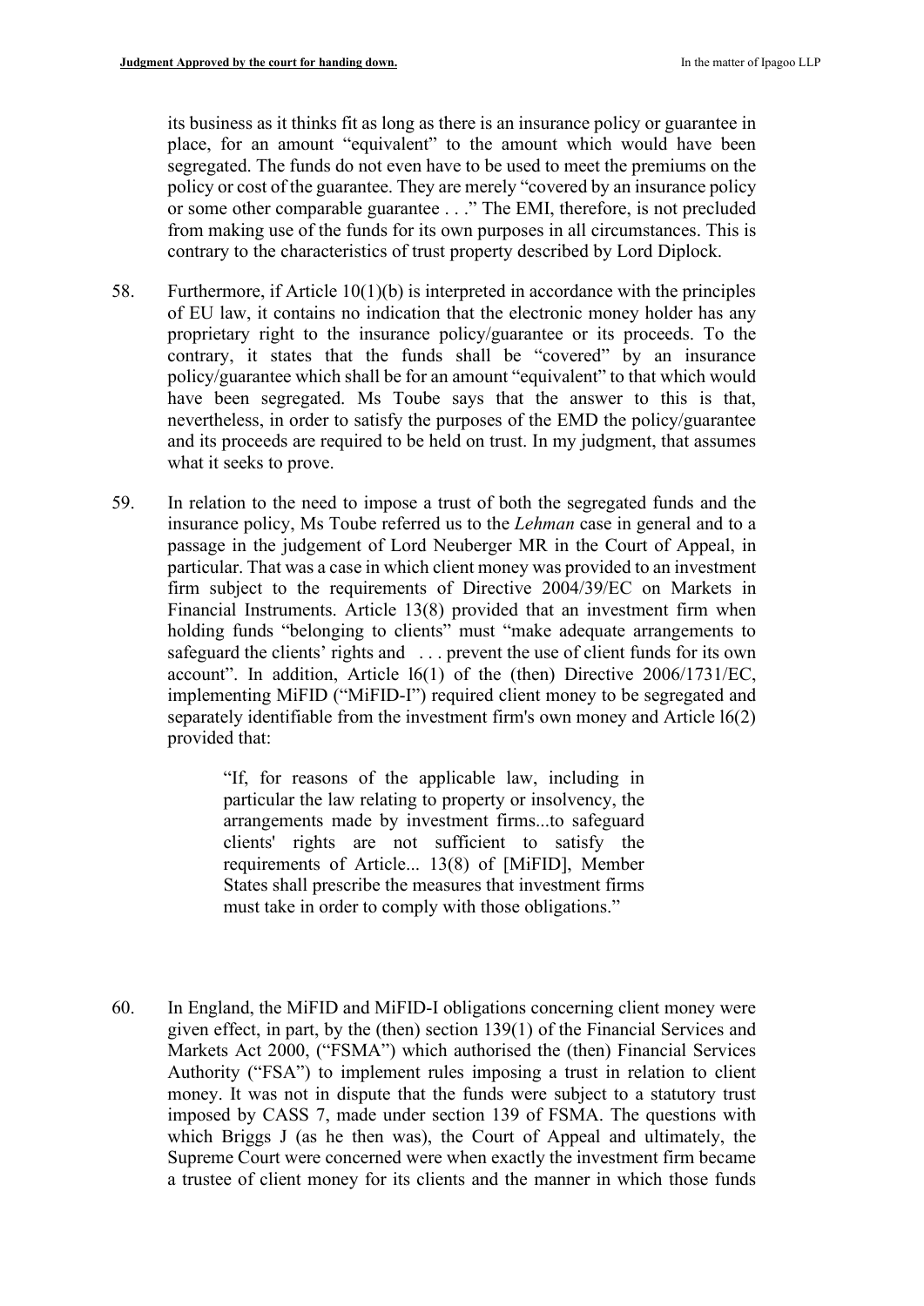its business as it thinks fit as long as there is an insurance policy or guarantee in place, for an amount "equivalent" to the amount which would have been segregated. The funds do not even have to be used to meet the premiums on the policy or cost of the guarantee. They are merely "covered by an insurance policy or some other comparable guarantee . . ." The EMI, therefore, is not precluded from making use of the funds for its own purposes in all circumstances. This is contrary to the characteristics of trust property described by Lord Diplock.

58. Furthermore, if Article 10(1)(b) is interpreted in accordance with the principles of EU law, it contains no indication that the electronic money holder has any proprietary right to the insurance policy/guarantee or its proceeds. To the contrary, it states that the funds shall be "covered" by an insurance policy/guarantee which shall be for an amount "equivalent" to that which would have been segregated. Ms Toube says that the answer to this is that, nevertheless, in order to satisfy the purposes of the EMD the policy/guarantee and its proceeds are required to be held on trust. In my judgment, that assumes what it seeks to prove.

59. In relation to the need to impose a trust of both the segregated funds and the insurance policy, Ms Toube referred us to the *Lehman* case in general and to a passage in the judgement of Lord Neuberger MR in the Court of Appeal, in particular. That was a case in which client money was provided to an investment firm subject to the requirements of Directive 2004/39/EC on Markets in Financial Instruments. Article 13(8) provided that an investment firm when holding funds "belonging to clients" must "make adequate arrangements to safeguard the clients' rights and . . . prevent the use of client funds for its own account". In addition, Article l6(1) of the (then) Directive 2006/1731/EC, implementing MiFID ("MiFID-I") required client money to be segregated and separately identifiable from the investment firm's own money and Article l6(2) provided that:

> "If, for reasons of the applicable law, including in particular the law relating to property or insolvency, the arrangements made by investment firms...to safeguard clients' rights are not sufficient to satisfy the requirements of Article... 13(8) of [MiFID], Member States shall prescribe the measures that investment firms must take in order to comply with those obligations."

60. In England, the MiFID and MiFID-I obligations concerning client money were given effect, in part, by the (then) section 139(1) of the Financial Services and Markets Act 2000, ("FSMA") which authorised the (then) Financial Services Authority ("FSA") to implement rules imposing a trust in relation to client money. It was not in dispute that the funds were subject to a statutory trust imposed by CASS 7, made under section 139 of FSMA. The questions with which Briggs J (as he then was), the Court of Appeal and ultimately, the Supreme Court were concerned were when exactly the investment firm became a trustee of client money for its clients and the manner in which those funds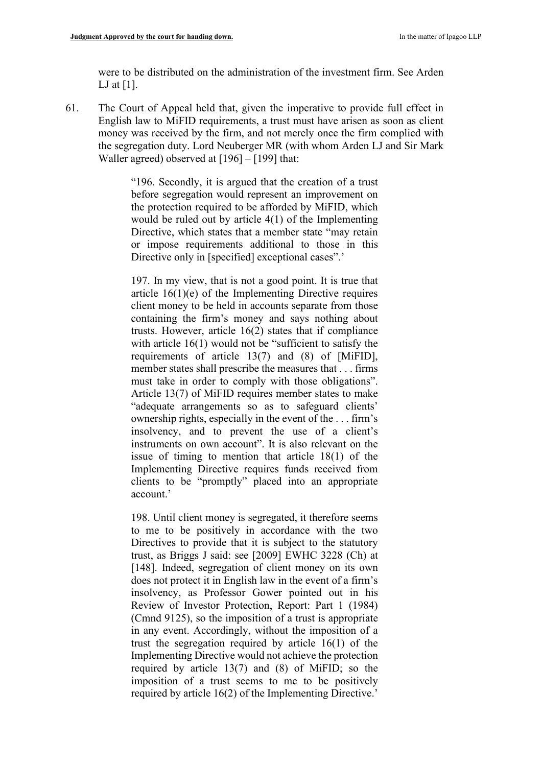were to be distributed on the administration of the investment firm. See Arden LJ at [1].

61. The Court of Appeal held that, given the imperative to provide full effect in English law to MiFID requirements, a trust must have arisen as soon as client money was received by the firm, and not merely once the firm complied with the segregation duty. Lord Neuberger MR (with whom Arden LJ and Sir Mark Waller agreed) observed at [196] – [199] that:

> "196. Secondly, it is argued that the creation of a trust before segregation would represent an improvement on the protection required to be afforded by MiFID, which would be ruled out by article 4(1) of the Implementing Directive, which states that a member state "may retain or impose requirements additional to those in this Directive only in [specified] exceptional cases".'
>
> 197. In my view, that is not a good point. It is true that article 16(1)(e) of the Implementing Directive requires client money to be held in accounts separate from those containing the firm's money and says nothing about trusts. However, article 16(2) states that if compliance with article 16(1) would not be "sufficient to satisfy the requirements of article 13(7) and (8) of [MiFID], member states shall prescribe the measures that . . . firms must take in order to comply with those obligations". Article 13(7) of MiFID requires member states to make "adequate arrangements so as to safeguard clients' ownership rights, especially in the event of the . . . firm's insolvency, and to prevent the use of a client's instruments on own account". It is also relevant on the issue of timing to mention that article 18(1) of the Implementing Directive requires funds received from clients to be "promptly" placed into an appropriate account.'
>
> 198. Until client money is segregated, it therefore seems to me to be positively in accordance with the two Directives to provide that it is subject to the statutory trust, as Briggs J said: see [2009] EWHC 3228 (Ch) at [148]. Indeed, segregation of client money on its own does not protect it in English law in the event of a firm's insolvency, as Professor Gower pointed out in his Review of Investor Protection, Report: Part 1 (1984) (Cmnd 9125), so the imposition of a trust is appropriate in any event. Accordingly, without the imposition of a trust the segregation required by article 16(1) of the Implementing Directive would not achieve the protection required by article 13(7) and (8) of MiFID; so the imposition of a trust seems to me to be positively required by article 16(2) of the Implementing Directive.'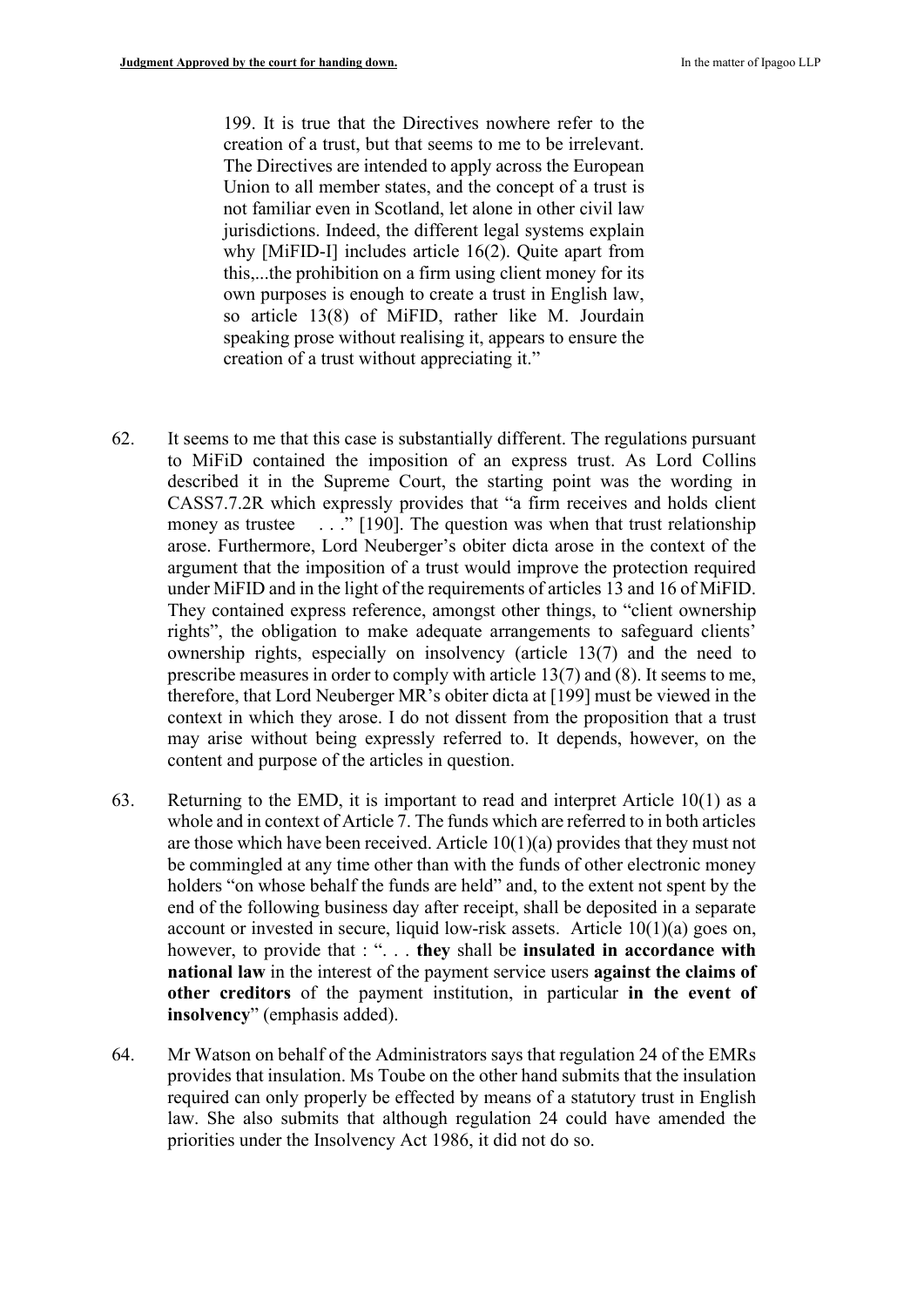> 199. It is true that the Directives nowhere refer to the creation of a trust, but that seems to me to be irrelevant. The Directives are intended to apply across the European Union to all member states, and the concept of a trust is not familiar even in Scotland, let alone in other civil law jurisdictions. Indeed, the different legal systems explain why [MiFID-I] includes article 16(2). Quite apart from this,...the prohibition on a firm using client money for its own purposes is enough to create a trust in English law, so article 13(8) of MiFID, rather like M. Jourdain speaking prose without realising it, appears to ensure the creation of a trust without appreciating it."

62. It seems to me that this case is substantially different. The regulations pursuant to MiFiD contained the imposition of an express trust. As Lord Collins described it in the Supreme Court, the starting point was the wording in CASS7.7.2R which expressly provides that "a firm receives and holds client money as trustee . . ." [190]. The question was when that trust relationship arose. Furthermore, Lord Neuberger's obiter dicta arose in the context of the argument that the imposition of a trust would improve the protection required under MiFID and in the light of the requirements of articles 13 and 16 of MiFID. They contained express reference, amongst other things, to "client ownership rights", the obligation to make adequate arrangements to safeguard clients' ownership rights, especially on insolvency (article 13(7) and the need to prescribe measures in order to comply with article 13(7) and (8). It seems to me, therefore, that Lord Neuberger MR's obiter dicta at [199] must be viewed in the context in which they arose. I do not dissent from the proposition that a trust may arise without being expressly referred to. It depends, however, on the content and purpose of the articles in question.

63. Returning to the EMD, it is important to read and interpret Article 10(1) as a whole and in context of Article 7. The funds which are referred to in both articles are those which have been received. Article 10(1)(a) provides that they must not be commingled at any time other than with the funds of other electronic money holders "on whose behalf the funds are held" and, to the extent not spent by the end of the following business day after receipt, shall be deposited in a separate account or invested in secure, liquid low-risk assets. Article 10(1)(a) goes on, however, to provide that : ". . . **they** shall be **insulated in accordance with national law** in the interest of the payment service users **against the claims of other creditors** of the payment institution, in particular **in the event of insolvency**" (emphasis added).

64. Mr Watson on behalf of the Administrators says that regulation 24 of the EMRs provides that insulation. Ms Toube on the other hand submits that the insulation required can only properly be effected by means of a statutory trust in English law. She also submits that although regulation 24 could have amended the priorities under the Insolvency Act 1986, it did not do so.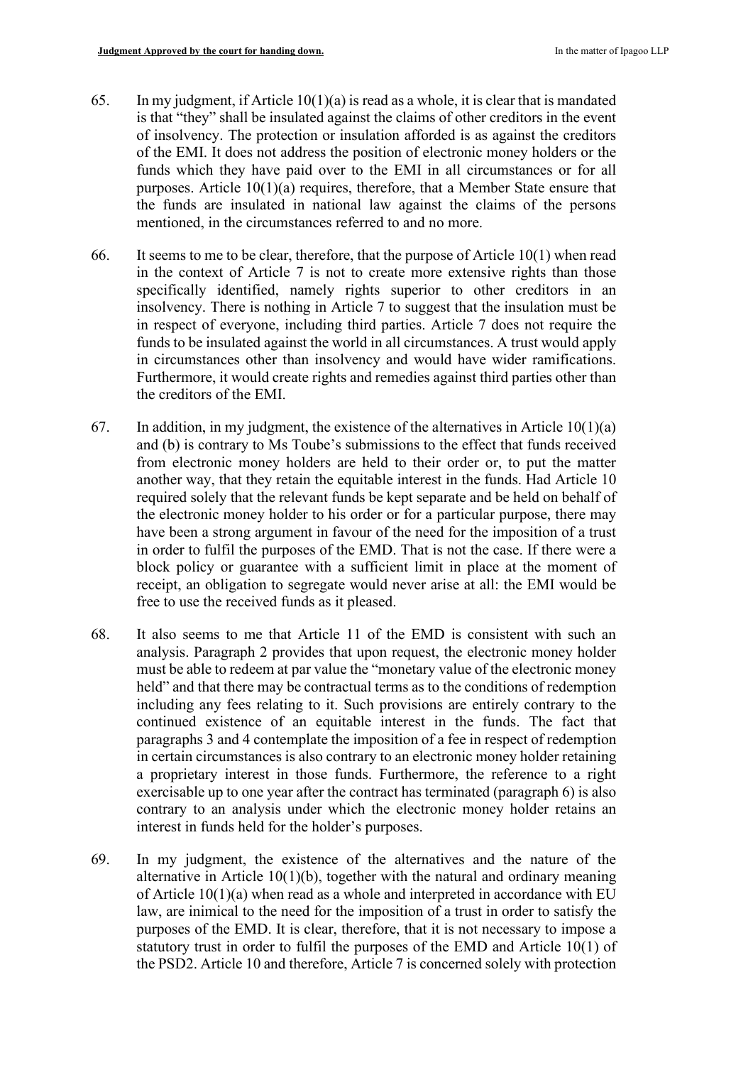65. In my judgment, if Article 10(1)(a) is read as a whole, it is clear that is mandated is that "they" shall be insulated against the claims of other creditors in the event of insolvency. The protection or insulation afforded is as against the creditors of the EMI. It does not address the position of electronic money holders or the funds which they have paid over to the EMI in all circumstances or for all purposes. Article 10(1)(a) requires, therefore, that a Member State ensure that the funds are insulated in national law against the claims of the persons mentioned, in the circumstances referred to and no more.

66. It seems to me to be clear, therefore, that the purpose of Article 10(1) when read in the context of Article 7 is not to create more extensive rights than those specifically identified, namely rights superior to other creditors in an insolvency. There is nothing in Article 7 to suggest that the insulation must be in respect of everyone, including third parties. Article 7 does not require the funds to be insulated against the world in all circumstances. A trust would apply in circumstances other than insolvency and would have wider ramifications. Furthermore, it would create rights and remedies against third parties other than the creditors of the EMI.

67. In addition, in my judgment, the existence of the alternatives in Article 10(1)(a) and (b) is contrary to Ms Toube's submissions to the effect that funds received from electronic money holders are held to their order or, to put the matter another way, that they retain the equitable interest in the funds. Had Article 10 required solely that the relevant funds be kept separate and be held on behalf of the electronic money holder to his order or for a particular purpose, there may have been a strong argument in favour of the need for the imposition of a trust in order to fulfil the purposes of the EMD. That is not the case. If there were a block policy or guarantee with a sufficient limit in place at the moment of receipt, an obligation to segregate would never arise at all: the EMI would be free to use the received funds as it pleased.

68. It also seems to me that Article 11 of the EMD is consistent with such an analysis. Paragraph 2 provides that upon request, the electronic money holder must be able to redeem at par value the "monetary value of the electronic money held" and that there may be contractual terms as to the conditions of redemption including any fees relating to it. Such provisions are entirely contrary to the continued existence of an equitable interest in the funds. The fact that paragraphs 3 and 4 contemplate the imposition of a fee in respect of redemption in certain circumstances is also contrary to an electronic money holder retaining a proprietary interest in those funds. Furthermore, the reference to a right exercisable up to one year after the contract has terminated (paragraph 6) is also contrary to an analysis under which the electronic money holder retains an interest in funds held for the holder's purposes.

69. In my judgment, the existence of the alternatives and the nature of the alternative in Article 10(1)(b), together with the natural and ordinary meaning of Article 10(1)(a) when read as a whole and interpreted in accordance with EU law, are inimical to the need for the imposition of a trust in order to satisfy the purposes of the EMD. It is clear, therefore, that it is not necessary to impose a statutory trust in order to fulfil the purposes of the EMD and Article 10(1) of the PSD2. Article 10 and therefore, Article 7 is concerned solely with protection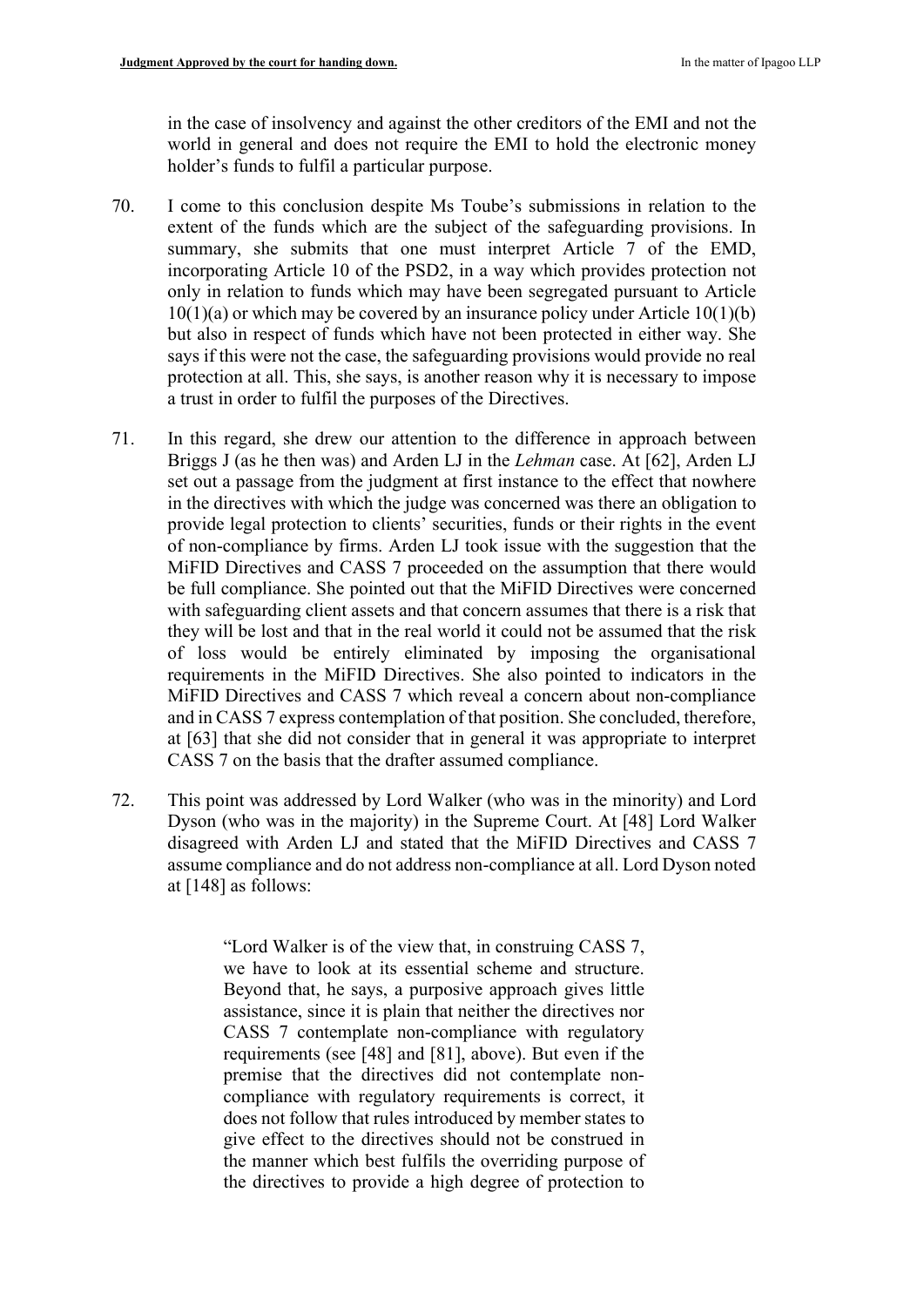in the case of insolvency and against the other creditors of the EMI and not the world in general and does not require the EMI to hold the electronic money holder's funds to fulfil a particular purpose.

70. I come to this conclusion despite Ms Toube's submissions in relation to the extent of the funds which are the subject of the safeguarding provisions. In summary, she submits that one must interpret Article 7 of the EMD, incorporating Article 10 of the PSD2, in a way which provides protection not only in relation to funds which may have been segregated pursuant to Article 10(1)(a) or which may be covered by an insurance policy under Article 10(1)(b) but also in respect of funds which have not been protected in either way. She says if this were not the case, the safeguarding provisions would provide no real protection at all. This, she says, is another reason why it is necessary to impose a trust in order to fulfil the purposes of the Directives.

71. In this regard, she drew our attention to the difference in approach between Briggs J (as he then was) and Arden LJ in the *Lehman* case. At [62], Arden LJ set out a passage from the judgment at first instance to the effect that nowhere in the directives with which the judge was concerned was there an obligation to provide legal protection to clients' securities, funds or their rights in the event of non-compliance by firms. Arden LJ took issue with the suggestion that the MiFID Directives and CASS 7 proceeded on the assumption that there would be full compliance. She pointed out that the MiFID Directives were concerned with safeguarding client assets and that concern assumes that there is a risk that they will be lost and that in the real world it could not be assumed that the risk of loss would be entirely eliminated by imposing the organisational requirements in the MiFID Directives. She also pointed to indicators in the MiFID Directives and CASS 7 which reveal a concern about non-compliance and in CASS 7 express contemplation of that position. She concluded, therefore, at [63] that she did not consider that in general it was appropriate to interpret CASS 7 on the basis that the drafter assumed compliance.

72. This point was addressed by Lord Walker (who was in the minority) and Lord Dyson (who was in the majority) in the Supreme Court. At [48] Lord Walker disagreed with Arden LJ and stated that the MiFID Directives and CASS 7 assume compliance and do not address non-compliance at all. Lord Dyson noted at [148] as follows:

> "Lord Walker is of the view that, in construing CASS 7, we have to look at its essential scheme and structure. Beyond that, he says, a purposive approach gives little assistance, since it is plain that neither the directives nor CASS 7 contemplate non-compliance with regulatory requirements (see [48] and [81], above). But even if the premise that the directives did not contemplate non-compliance with regulatory requirements is correct, it does not follow that rules introduced by member states to give effect to the directives should not be construed in the manner which best fulfils the overriding purpose of the directives to provide a high degree of protection to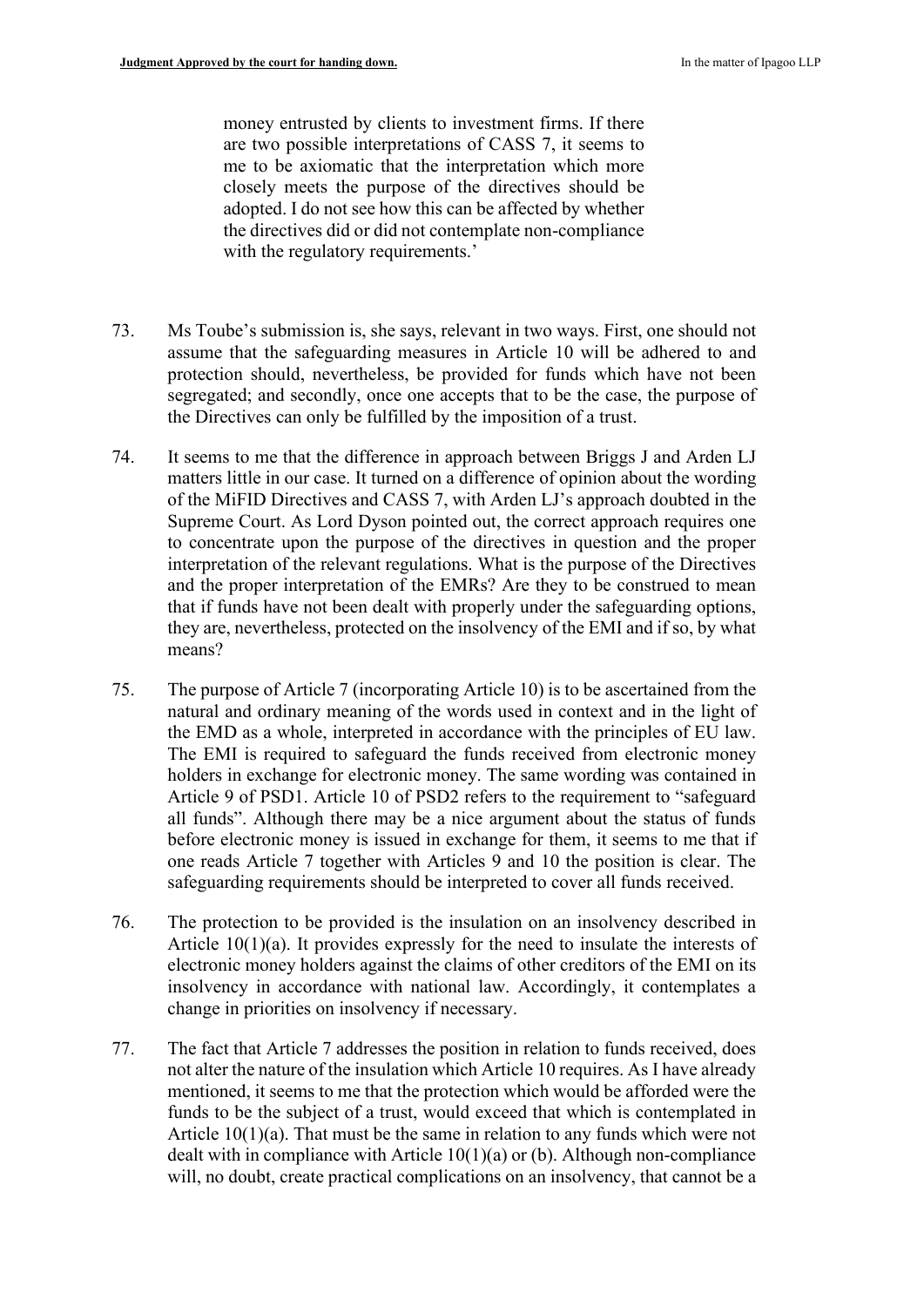> money entrusted by clients to investment firms. If there are two possible interpretations of CASS 7, it seems to me to be axiomatic that the interpretation which more closely meets the purpose of the directives should be adopted. I do not see how this can be affected by whether the directives did or did not contemplate non-compliance with the regulatory requirements.'

73. Ms Toube's submission is, she says, relevant in two ways. First, one should not assume that the safeguarding measures in Article 10 will be adhered to and protection should, nevertheless, be provided for funds which have not been segregated; and secondly, once one accepts that to be the case, the purpose of the Directives can only be fulfilled by the imposition of a trust.

74. It seems to me that the difference in approach between Briggs J and Arden LJ matters little in our case. It turned on a difference of opinion about the wording of the MiFID Directives and CASS 7, with Arden LJ's approach doubted in the Supreme Court. As Lord Dyson pointed out, the correct approach requires one to concentrate upon the purpose of the directives in question and the proper interpretation of the relevant regulations. What is the purpose of the Directives and the proper interpretation of the EMRs? Are they to be construed to mean that if funds have not been dealt with properly under the safeguarding options, they are, nevertheless, protected on the insolvency of the EMI and if so, by what means?

75. The purpose of Article 7 (incorporating Article 10) is to be ascertained from the natural and ordinary meaning of the words used in context and in the light of the EMD as a whole, interpreted in accordance with the principles of EU law. The EMI is required to safeguard the funds received from electronic money holders in exchange for electronic money. The same wording was contained in Article 9 of PSD1. Article 10 of PSD2 refers to the requirement to "safeguard all funds". Although there may be a nice argument about the status of funds before electronic money is issued in exchange for them, it seems to me that if one reads Article 7 together with Articles 9 and 10 the position is clear. The safeguarding requirements should be interpreted to cover all funds received.

76. The protection to be provided is the insulation on an insolvency described in Article 10(1)(a). It provides expressly for the need to insulate the interests of electronic money holders against the claims of other creditors of the EMI on its insolvency in accordance with national law. Accordingly, it contemplates a change in priorities on insolvency if necessary.

77. The fact that Article 7 addresses the position in relation to funds received, does not alter the nature of the insulation which Article 10 requires. As I have already mentioned, it seems to me that the protection which would be afforded were the funds to be the subject of a trust, would exceed that which is contemplated in Article 10(1)(a). That must be the same in relation to any funds which were not dealt with in compliance with Article 10(1)(a) or (b). Although non-compliance will, no doubt, create practical complications on an insolvency, that cannot be a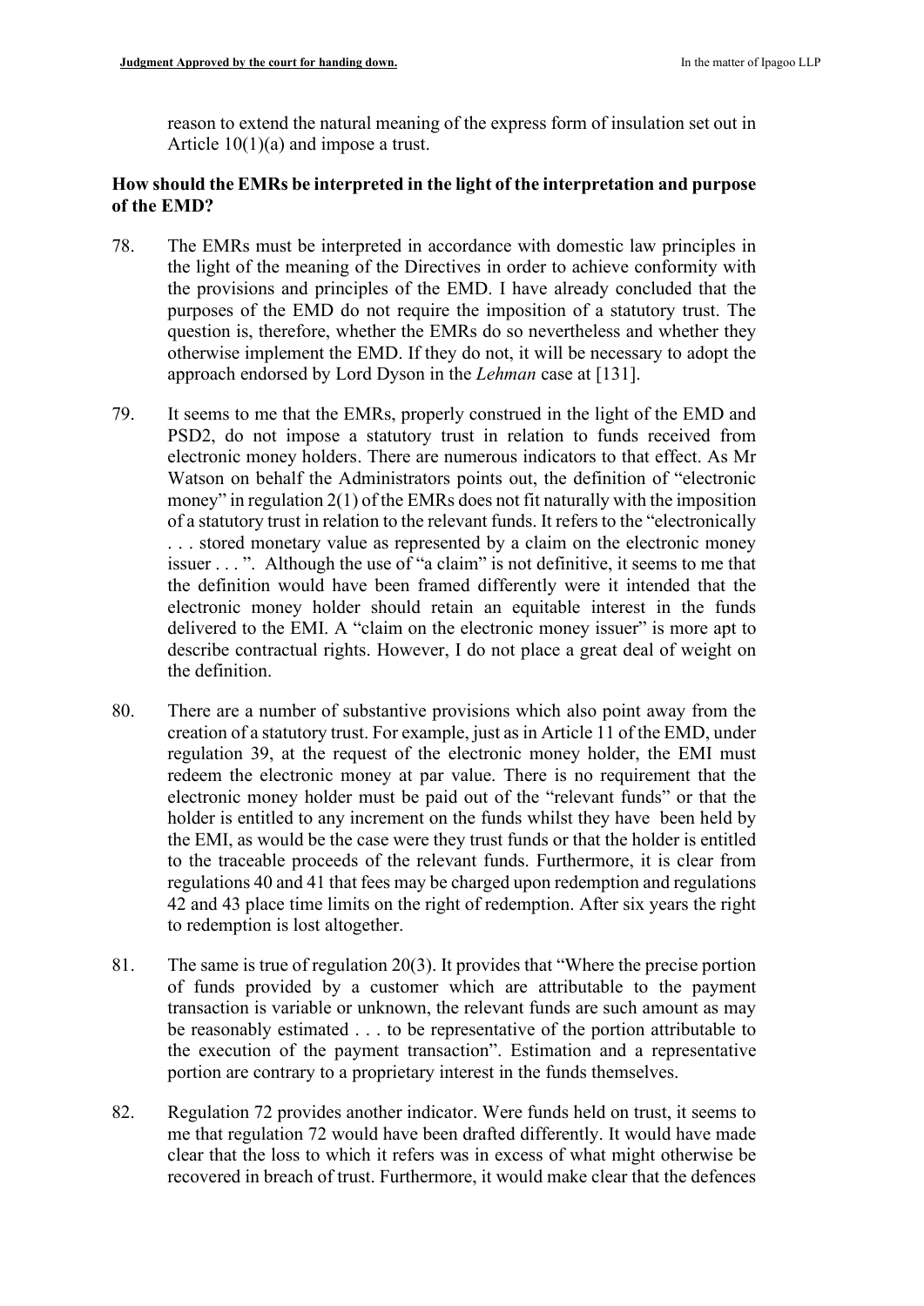reason to extend the natural meaning of the express form of insulation set out in Article 10(1)(a) and impose a trust.

**How should the EMRs be interpreted in the light of the interpretation and purpose of the EMD?**

78. The EMRs must be interpreted in accordance with domestic law principles in the light of the meaning of the Directives in order to achieve conformity with the provisions and principles of the EMD. I have already concluded that the purposes of the EMD do not require the imposition of a statutory trust. The question is, therefore, whether the EMRs do so nevertheless and whether they otherwise implement the EMD. If they do not, it will be necessary to adopt the approach endorsed by Lord Dyson in the *Lehman* case at [131].

79. It seems to me that the EMRs, properly construed in the light of the EMD and PSD2, do not impose a statutory trust in relation to funds received from electronic money holders. There are numerous indicators to that effect. As Mr Watson on behalf the Administrators points out, the definition of "electronic money" in regulation 2(1) of the EMRs does not fit naturally with the imposition of a statutory trust in relation to the relevant funds. It refers to the "electronically . . . stored monetary value as represented by a claim on the electronic money issuer . . . ". Although the use of "a claim" is not definitive, it seems to me that the definition would have been framed differently were it intended that the electronic money holder should retain an equitable interest in the funds delivered to the EMI. A "claim on the electronic money issuer" is more apt to describe contractual rights. However, I do not place a great deal of weight on the definition.

80. There are a number of substantive provisions which also point away from the creation of a statutory trust. For example, just as in Article 11 of the EMD, under regulation 39, at the request of the electronic money holder, the EMI must redeem the electronic money at par value. There is no requirement that the electronic money holder must be paid out of the "relevant funds" or that the holder is entitled to any increment on the funds whilst they have been held by the EMI, as would be the case were they trust funds or that the holder is entitled to the traceable proceeds of the relevant funds. Furthermore, it is clear from regulations 40 and 41 that fees may be charged upon redemption and regulations 42 and 43 place time limits on the right of redemption. After six years the right to redemption is lost altogether.

81. The same is true of regulation 20(3). It provides that "Where the precise portion of funds provided by a customer which are attributable to the payment transaction is variable or unknown, the relevant funds are such amount as may be reasonably estimated . . . to be representative of the portion attributable to the execution of the payment transaction". Estimation and a representative portion are contrary to a proprietary interest in the funds themselves.

82. Regulation 72 provides another indicator. Were funds held on trust, it seems to me that regulation 72 would have been drafted differently. It would have made clear that the loss to which it refers was in excess of what might otherwise be recovered in breach of trust. Furthermore, it would make clear that the defences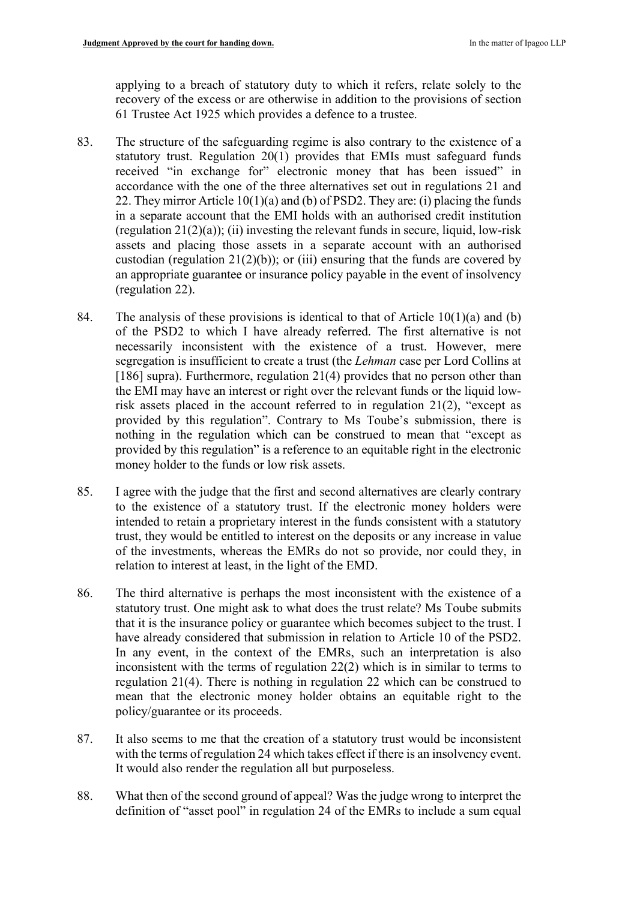applying to a breach of statutory duty to which it refers, relate solely to the recovery of the excess or are otherwise in addition to the provisions of section 61 Trustee Act 1925 which provides a defence to a trustee.

83. The structure of the safeguarding regime is also contrary to the existence of a statutory trust. Regulation 20(1) provides that EMIs must safeguard funds received "in exchange for" electronic money that has been issued" in accordance with the one of the three alternatives set out in regulations 21 and 22. They mirror Article 10(1)(a) and (b) of PSD2. They are: (i) placing the funds in a separate account that the EMI holds with an authorised credit institution (regulation 21(2)(a)); (ii) investing the relevant funds in secure, liquid, low-risk assets and placing those assets in a separate account with an authorised custodian (regulation 21(2)(b)); or (iii) ensuring that the funds are covered by an appropriate guarantee or insurance policy payable in the event of insolvency (regulation 22).

84. The analysis of these provisions is identical to that of Article 10(1)(a) and (b) of the PSD2 to which I have already referred. The first alternative is not necessarily inconsistent with the existence of a trust. However, mere segregation is insufficient to create a trust (the *Lehman* case per Lord Collins at [186] supra). Furthermore, regulation 21(4) provides that no person other than the EMI may have an interest or right over the relevant funds or the liquid low-risk assets placed in the account referred to in regulation 21(2), "except as provided by this regulation". Contrary to Ms Toube's submission, there is nothing in the regulation which can be construed to mean that "except as provided by this regulation" is a reference to an equitable right in the electronic money holder to the funds or low risk assets.

85. I agree with the judge that the first and second alternatives are clearly contrary to the existence of a statutory trust. If the electronic money holders were intended to retain a proprietary interest in the funds consistent with a statutory trust, they would be entitled to interest on the deposits or any increase in value of the investments, whereas the EMRs do not so provide, nor could they, in relation to interest at least, in the light of the EMD.

86. The third alternative is perhaps the most inconsistent with the existence of a statutory trust. One might ask to what does the trust relate? Ms Toube submits that it is the insurance policy or guarantee which becomes subject to the trust. I have already considered that submission in relation to Article 10 of the PSD2. In any event, in the context of the EMRs, such an interpretation is also inconsistent with the terms of regulation 22(2) which is in similar to terms to regulation 21(4). There is nothing in regulation 22 which can be construed to mean that the electronic money holder obtains an equitable right to the policy/guarantee or its proceeds.

87. It also seems to me that the creation of a statutory trust would be inconsistent with the terms of regulation 24 which takes effect if there is an insolvency event. It would also render the regulation all but purposeless.

88. What then of the second ground of appeal? Was the judge wrong to interpret the definition of "asset pool" in regulation 24 of the EMRs to include a sum equal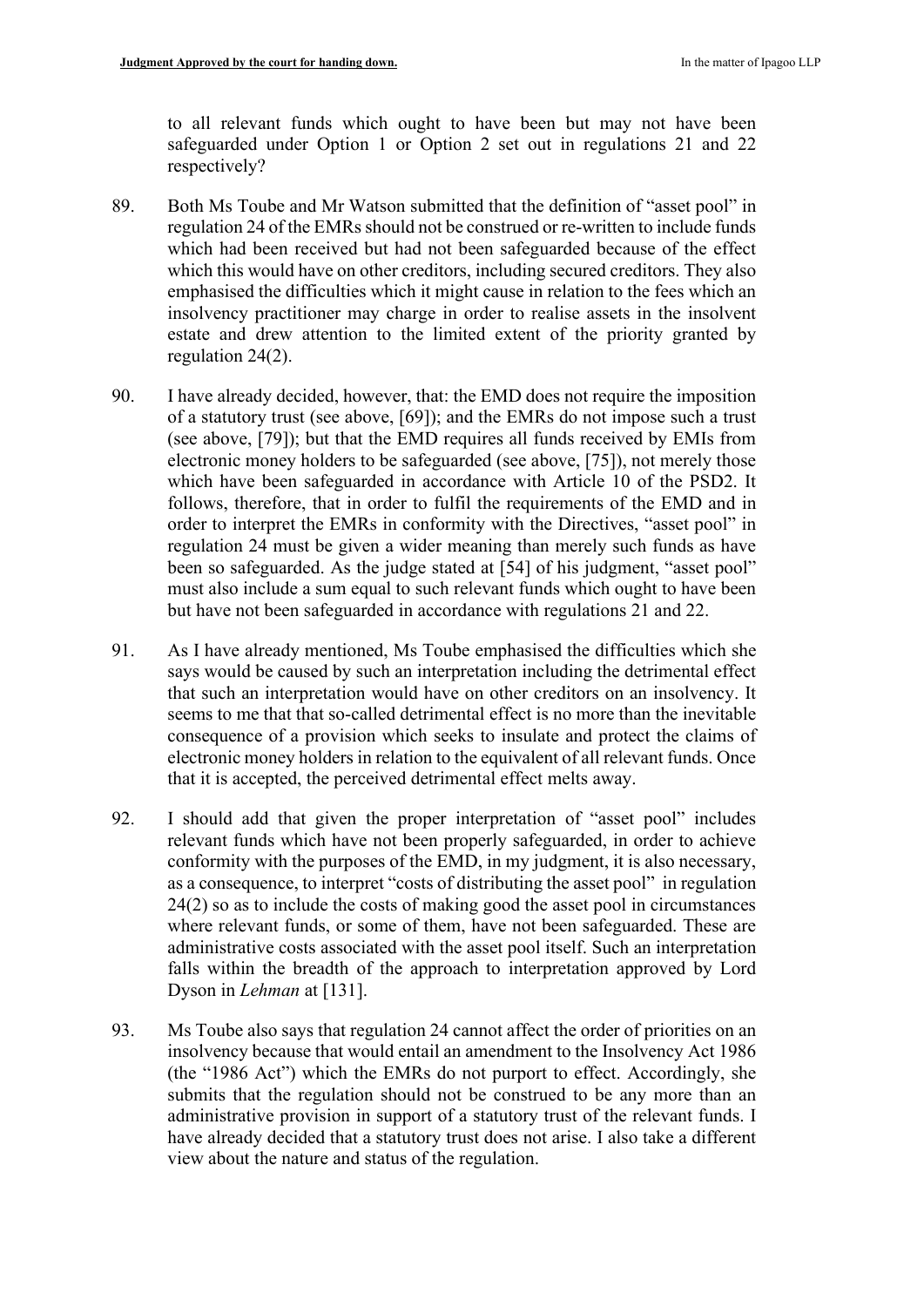to all relevant funds which ought to have been but may not have been safeguarded under Option 1 or Option 2 set out in regulations 21 and 22 respectively?

89. Both Ms Toube and Mr Watson submitted that the definition of "asset pool" in regulation 24 of the EMRs should not be construed or re-written to include funds which had been received but had not been safeguarded because of the effect which this would have on other creditors, including secured creditors. They also emphasised the difficulties which it might cause in relation to the fees which an insolvency practitioner may charge in order to realise assets in the insolvent estate and drew attention to the limited extent of the priority granted by regulation 24(2).

90. I have already decided, however, that: the EMD does not require the imposition of a statutory trust (see above, [69]); and the EMRs do not impose such a trust (see above, [79]); but that the EMD requires all funds received by EMIs from electronic money holders to be safeguarded (see above, [75]), not merely those which have been safeguarded in accordance with Article 10 of the PSD2. It follows, therefore, that in order to fulfil the requirements of the EMD and in order to interpret the EMRs in conformity with the Directives, "asset pool" in regulation 24 must be given a wider meaning than merely such funds as have been so safeguarded. As the judge stated at [54] of his judgment, "asset pool" must also include a sum equal to such relevant funds which ought to have been but have not been safeguarded in accordance with regulations 21 and 22.

91. As I have already mentioned, Ms Toube emphasised the difficulties which she says would be caused by such an interpretation including the detrimental effect that such an interpretation would have on other creditors on an insolvency. It seems to me that that so-called detrimental effect is no more than the inevitable consequence of a provision which seeks to insulate and protect the claims of electronic money holders in relation to the equivalent of all relevant funds. Once that it is accepted, the perceived detrimental effect melts away.

92. I should add that given the proper interpretation of "asset pool" includes relevant funds which have not been properly safeguarded, in order to achieve conformity with the purposes of the EMD, in my judgment, it is also necessary, as a consequence, to interpret "costs of distributing the asset pool" in regulation 24(2) so as to include the costs of making good the asset pool in circumstances where relevant funds, or some of them, have not been safeguarded. These are administrative costs associated with the asset pool itself. Such an interpretation falls within the breadth of the approach to interpretation approved by Lord Dyson in *Lehman* at [131].

93. Ms Toube also says that regulation 24 cannot affect the order of priorities on an insolvency because that would entail an amendment to the Insolvency Act 1986 (the "1986 Act") which the EMRs do not purport to effect. Accordingly, she submits that the regulation should not be construed to be any more than an administrative provision in support of a statutory trust of the relevant funds. I have already decided that a statutory trust does not arise. I also take a different view about the nature and status of the regulation.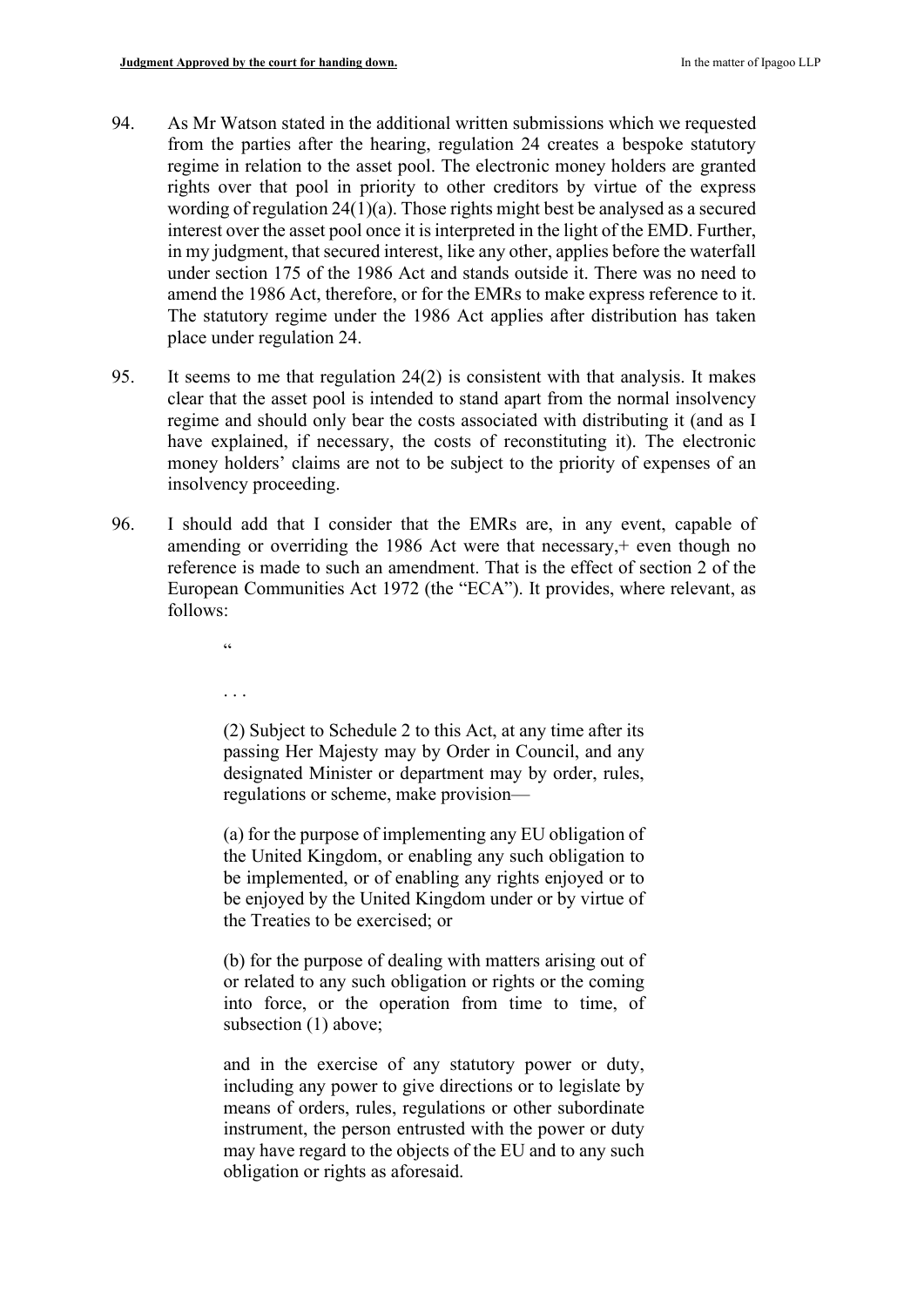94. As Mr Watson stated in the additional written submissions which we requested from the parties after the hearing, regulation 24 creates a bespoke statutory regime in relation to the asset pool. The electronic money holders are granted rights over that pool in priority to other creditors by virtue of the express wording of regulation 24(1)(a). Those rights might best be analysed as a secured interest over the asset pool once it is interpreted in the light of the EMD. Further, in my judgment, that secured interest, like any other, applies before the waterfall under section 175 of the 1986 Act and stands outside it. There was no need to amend the 1986 Act, therefore, or for the EMRs to make express reference to it. The statutory regime under the 1986 Act applies after distribution has taken place under regulation 24.

95. It seems to me that regulation 24(2) is consistent with that analysis. It makes clear that the asset pool is intended to stand apart from the normal insolvency regime and should only bear the costs associated with distributing it (and as I have explained, if necessary, the costs of reconstituting it). The electronic money holders' claims are not to be subject to the priority of expenses of an insolvency proceeding.

96. I should add that I consider that the EMRs are, in any event, capable of amending or overriding the 1986 Act were that necessary,+ even though no reference is made to such an amendment. That is the effect of section 2 of the European Communities Act 1972 (the "ECA"). It provides, where relevant, as follows:

> "
>
> . . .
>
> (2) Subject to Schedule 2 to this Act, at any time after its passing Her Majesty may by Order in Council, and any designated Minister or department may by order, rules, regulations or scheme, make provision—
>
> (a) for the purpose of implementing any EU obligation of the United Kingdom, or enabling any such obligation to be implemented, or of enabling any rights enjoyed or to be enjoyed by the United Kingdom under or by virtue of the Treaties to be exercised; or
>
> (b) for the purpose of dealing with matters arising out of or related to any such obligation or rights or the coming into force, or the operation from time to time, of subsection (1) above;
>
> and in the exercise of any statutory power or duty, including any power to give directions or to legislate by means of orders, rules, regulations or other subordinate instrument, the person entrusted with the power or duty may have regard to the objects of the EU and to any such obligation or rights as aforesaid.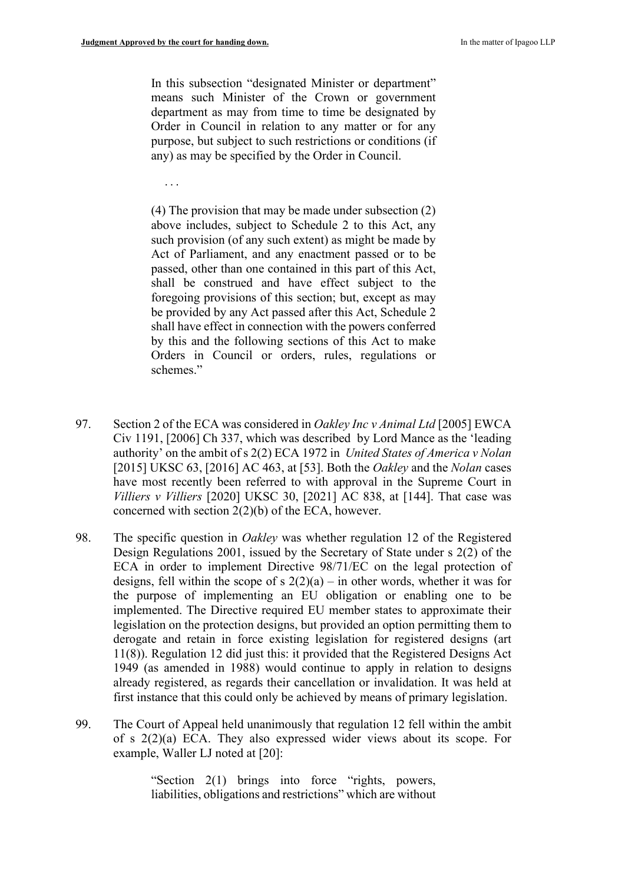> In this subsection "designated Minister or department" means such Minister of the Crown or government department as may from time to time be designated by Order in Council in relation to any matter or for any purpose, but subject to such restrictions or conditions (if any) as may be specified by the Order in Council.
>
> . . .
>
> (4) The provision that may be made under subsection (2) above includes, subject to Schedule 2 to this Act, any such provision (of any such extent) as might be made by Act of Parliament, and any enactment passed or to be passed, other than one contained in this part of this Act, shall be construed and have effect subject to the foregoing provisions of this section; but, except as may be provided by any Act passed after this Act, Schedule 2 shall have effect in connection with the powers conferred by this and the following sections of this Act to make Orders in Council or orders, rules, regulations or schemes."

97. Section 2 of the ECA was considered in *Oakley Inc v Animal Ltd* [2005] EWCA Civ 1191, [2006] Ch 337, which was described by Lord Mance as the 'leading authority' on the ambit of s 2(2) ECA 1972 in *United States of America v Nolan* [2015] UKSC 63, [2016] AC 463, at [53]. Both the *Oakley* and the *Nolan* cases have most recently been referred to with approval in the Supreme Court in *Villiers v Villiers* [2020] UKSC 30, [2021] AC 838, at [144]. That case was concerned with section 2(2)(b) of the ECA, however.

98. The specific question in *Oakley* was whether regulation 12 of the Registered Design Regulations 2001, issued by the Secretary of State under s 2(2) of the ECA in order to implement Directive 98/71/EC on the legal protection of designs, fell within the scope of s 2(2)(a) – in other words, whether it was for the purpose of implementing an EU obligation or enabling one to be implemented. The Directive required EU member states to approximate their legislation on the protection designs, but provided an option permitting them to derogate and retain in force existing legislation for registered designs (art 11(8)). Regulation 12 did just this: it provided that the Registered Designs Act 1949 (as amended in 1988) would continue to apply in relation to designs already registered, as regards their cancellation or invalidation. It was held at first instance that this could only be achieved by means of primary legislation.

99. The Court of Appeal held unanimously that regulation 12 fell within the ambit of s 2(2)(a) ECA. They also expressed wider views about its scope. For example, Waller LJ noted at [20]:

> "Section 2(1) brings into force "rights, powers, liabilities, obligations and restrictions" which are without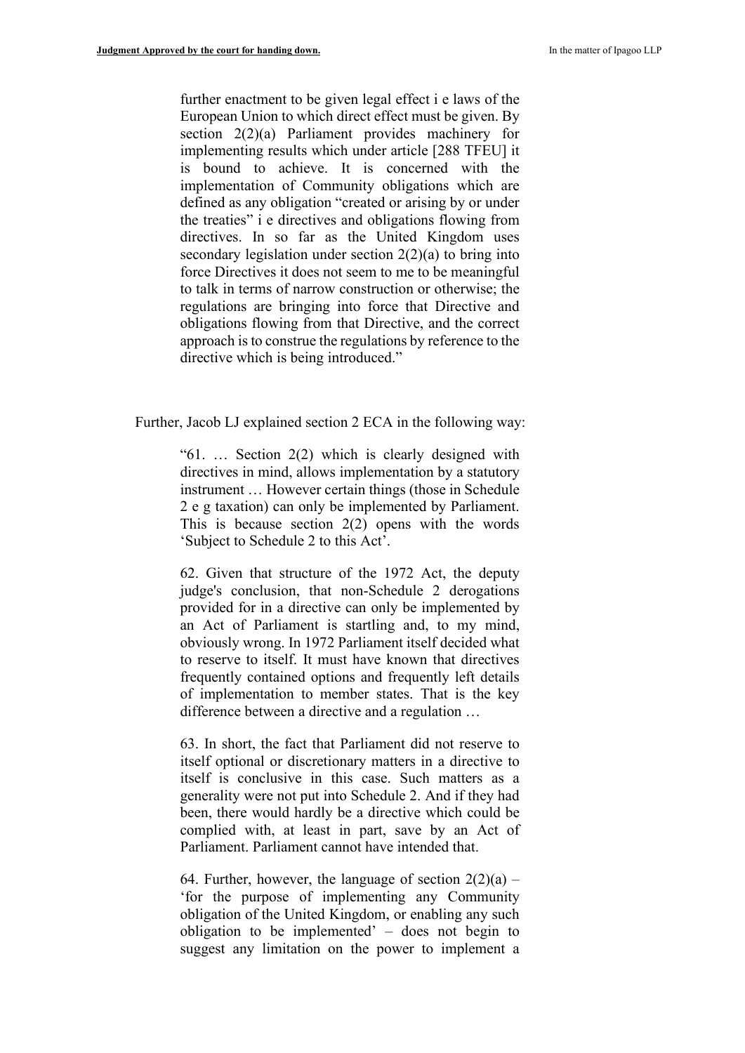> further enactment to be given legal effect i e laws of the European Union to which direct effect must be given. By section 2(2)(a) Parliament provides machinery for implementing results which under article [288 TFEU] it is bound to achieve. It is concerned with the implementation of Community obligations which are defined as any obligation "created or arising by or under the treaties" i e directives and obligations flowing from directives. In so far as the United Kingdom uses secondary legislation under section 2(2)(a) to bring into force Directives it does not seem to me to be meaningful to talk in terms of narrow construction or otherwise; the regulations are bringing into force that Directive and obligations flowing from that Directive, and the correct approach is to construe the regulations by reference to the directive which is being introduced."

Further, Jacob LJ explained section 2 ECA in the following way:

> "61. … Section 2(2) which is clearly designed with directives in mind, allows implementation by a statutory instrument … However certain things (those in Schedule 2 e g taxation) can only be implemented by Parliament. This is because section 2(2) opens with the words 'Subject to Schedule 2 to this Act'.
>
> 62. Given that structure of the 1972 Act, the deputy judge's conclusion, that non-Schedule 2 derogations provided for in a directive can only be implemented by an Act of Parliament is startling and, to my mind, obviously wrong. In 1972 Parliament itself decided what to reserve to itself. It must have known that directives frequently contained options and frequently left details of implementation to member states. That is the key difference between a directive and a regulation …
>
> 63. In short, the fact that Parliament did not reserve to itself optional or discretionary matters in a directive to itself is conclusive in this case. Such matters as a generality were not put into Schedule 2. And if they had been, there would hardly be a directive which could be complied with, at least in part, save by an Act of Parliament. Parliament cannot have intended that.
>
> 64. Further, however, the language of section 2(2)(a) – 'for the purpose of implementing any Community obligation of the United Kingdom, or enabling any such obligation to be implemented' – does not begin to suggest any limitation on the power to implement a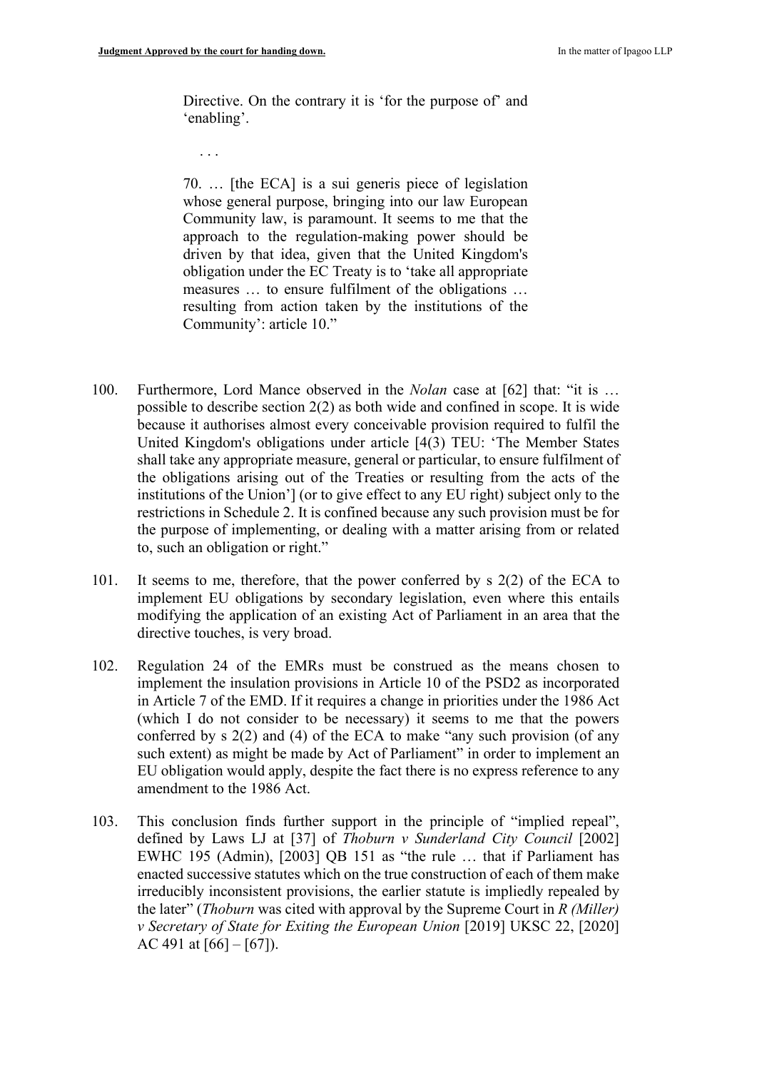> Directive. On the contrary it is 'for the purpose of' and 'enabling'.
>
> . . .
>
> 70. … [the ECA] is a sui generis piece of legislation whose general purpose, bringing into our law European Community law, is paramount. It seems to me that the approach to the regulation-making power should be driven by that idea, given that the United Kingdom's obligation under the EC Treaty is to 'take all appropriate measures … to ensure fulfilment of the obligations … resulting from action taken by the institutions of the Community': article 10."

100. Furthermore, Lord Mance observed in the *Nolan* case at [62] that: "it is … possible to describe section 2(2) as both wide and confined in scope. It is wide because it authorises almost every conceivable provision required to fulfil the United Kingdom's obligations under article [4(3) TEU: 'The Member States shall take any appropriate measure, general or particular, to ensure fulfilment of the obligations arising out of the Treaties or resulting from the acts of the institutions of the Union'] (or to give effect to any EU right) subject only to the restrictions in Schedule 2. It is confined because any such provision must be for the purpose of implementing, or dealing with a matter arising from or related to, such an obligation or right."

101. It seems to me, therefore, that the power conferred by s 2(2) of the ECA to implement EU obligations by secondary legislation, even where this entails modifying the application of an existing Act of Parliament in an area that the directive touches, is very broad.

102. Regulation 24 of the EMRs must be construed as the means chosen to implement the insulation provisions in Article 10 of the PSD2 as incorporated in Article 7 of the EMD. If it requires a change in priorities under the 1986 Act (which I do not consider to be necessary) it seems to me that the powers conferred by s 2(2) and (4) of the ECA to make "any such provision (of any such extent) as might be made by Act of Parliament" in order to implement an EU obligation would apply, despite the fact there is no express reference to any amendment to the 1986 Act.

103. This conclusion finds further support in the principle of "implied repeal", defined by Laws LJ at [37] of *Thoburn v Sunderland City Council* [2002] EWHC 195 (Admin), [2003] QB 151 as "the rule … that if Parliament has enacted successive statutes which on the true construction of each of them make irreducibly inconsistent provisions, the earlier statute is impliedly repealed by the later" (*Thoburn* was cited with approval by the Supreme Court in *R (Miller) v Secretary of State for Exiting the European Union* [2019] UKSC 22, [2020] AC 491 at [66] – [67]).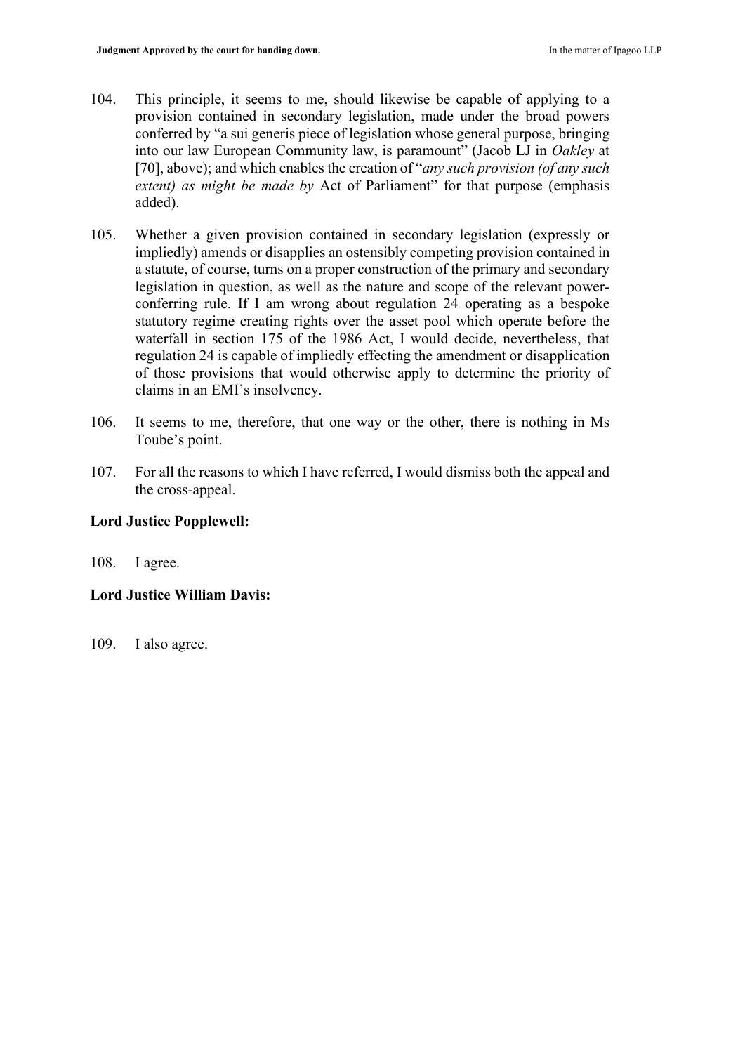104. This principle, it seems to me, should likewise be capable of applying to a provision contained in secondary legislation, made under the broad powers conferred by "a sui generis piece of legislation whose general purpose, bringing into our law European Community law, is paramount" (Jacob LJ in *Oakley* at [70], above); and which enables the creation of "*any such provision (of any such extent) as might be made by* Act of Parliament" for that purpose (emphasis added).

105. Whether a given provision contained in secondary legislation (expressly or impliedly) amends or disapplies an ostensibly competing provision contained in a statute, of course, turns on a proper construction of the primary and secondary legislation in question, as well as the nature and scope of the relevant power-conferring rule. If I am wrong about regulation 24 operating as a bespoke statutory regime creating rights over the asset pool which operate before the waterfall in section 175 of the 1986 Act, I would decide, nevertheless, that regulation 24 is capable of impliedly effecting the amendment or disapplication of those provisions that would otherwise apply to determine the priority of claims in an EMI's insolvency.

106. It seems to me, therefore, that one way or the other, there is nothing in Ms Toube's point.

107. For all the reasons to which I have referred, I would dismiss both the appeal and the cross-appeal.

**Lord Justice Popplewell:**

108. I agree.

**Lord Justice William Davis:**

109. I also agree.